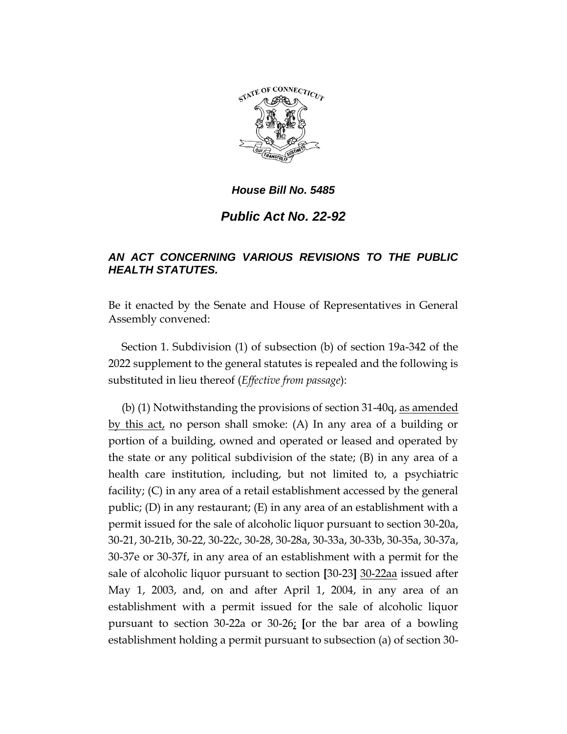*House Bill No. 5485*

*Public Act No. 22-92*

## *AN ACT CONCERNING VARIOUS REVISIONS TO THE PUBLIC HEALTH STATUTES.*

Be it enacted by the Senate and House of Representatives in General Assembly convened:

Section 1. Subdivision (1) of subsection (b) of section 19a-342 of the 2022 supplement to the general statutes is repealed and the following is substituted in lieu thereof (*Effective from passage*):

(b) (1) Notwithstanding the provisions of section 31-40q, <u>as amended by this act,</u> no person shall smoke: (A) In any area of a building or portion of a building, owned and operated or leased and operated by the state or any political subdivision of the state; (B) in any area of a health care institution, including, but not limited to, a psychiatric facility; (C) in any area of a retail establishment accessed by the general public; (D) in any restaurant; (E) in any area of an establishment with a permit issued for the sale of alcoholic liquor pursuant to section 30-20a, 30-21, 30-21b, 30-22, 30-22c, 30-28, 30-28a, 30-33a, 30-33b, 30-35a, 30-37a, 30-37e or 30-37f, in any area of an establishment with a permit for the sale of alcoholic liquor pursuant to section [30-23] <u>30-22aa</u> issued after May 1, 2003, and, on and after April 1, 2004, in any area of an establishment with a permit issued for the sale of alcoholic liquor pursuant to section 30-22a or 30-26<u>;</u> [or the bar area of a bowling establishment holding a permit pursuant to subsection (a) of section 30-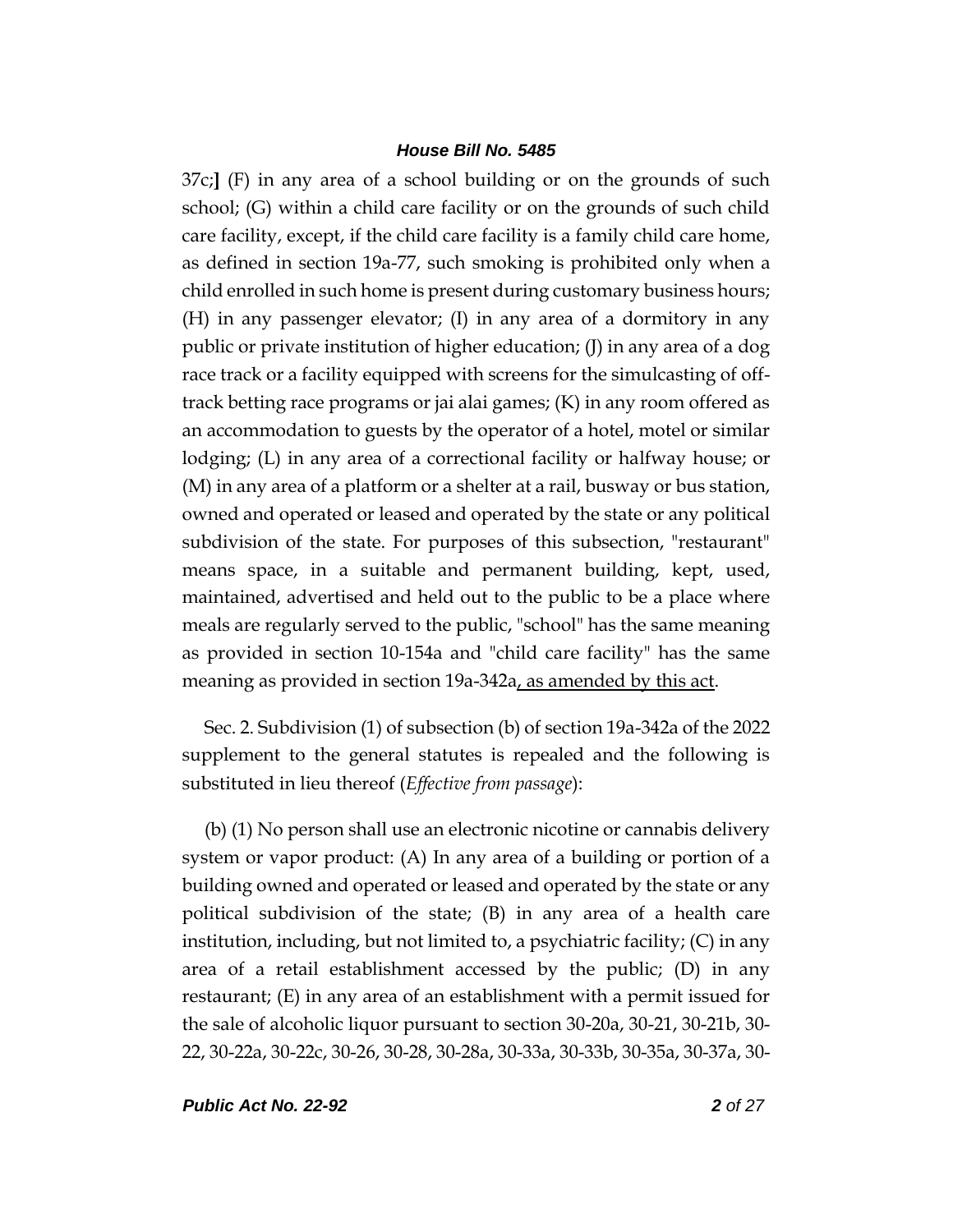37c;**]** (F) in any area of a school building or on the grounds of such school; (G) within a child care facility or on the grounds of such child care facility, except, if the child care facility is a family child care home, as defined in section 19a-77, such smoking is prohibited only when a child enrolled in such home is present during customary business hours; (H) in any passenger elevator; (I) in any area of a dormitory in any public or private institution of higher education; (J) in any area of a dog race track or a facility equipped with screens for the simulcasting of off-track betting race programs or jai alai games; (K) in any room offered as an accommodation to guests by the operator of a hotel, motel or similar lodging; (L) in any area of a correctional facility or halfway house; or (M) in any area of a platform or a shelter at a rail, busway or bus station, owned and operated or leased and operated by the state or any political subdivision of the state. For purposes of this subsection, "restaurant" means space, in a suitable and permanent building, kept, used, maintained, advertised and held out to the public to be a place where meals are regularly served to the public, "school" has the same meaning as provided in section 10-154a and "child care facility" has the same meaning as provided in section 19a-342a<u>, as amended by this act</u>.

Sec. 2. Subdivision (1) of subsection (b) of section 19a-342a of the 2022 supplement to the general statutes is repealed and the following is substituted in lieu thereof (*Effective from passage*):

(b) (1) No person shall use an electronic nicotine or cannabis delivery system or vapor product: (A) In any area of a building or portion of a building owned and operated or leased and operated by the state or any political subdivision of the state; (B) in any area of a health care institution, including, but not limited to, a psychiatric facility; (C) in any area of a retail establishment accessed by the public; (D) in any restaurant; (E) in any area of an establishment with a permit issued for the sale of alcoholic liquor pursuant to section 30-20a, 30-21, 30-21b, 30-22, 30-22a, 30-22c, 30-26, 30-28, 30-28a, 30-33a, 30-33b, 30-35a, 30-37a, 30-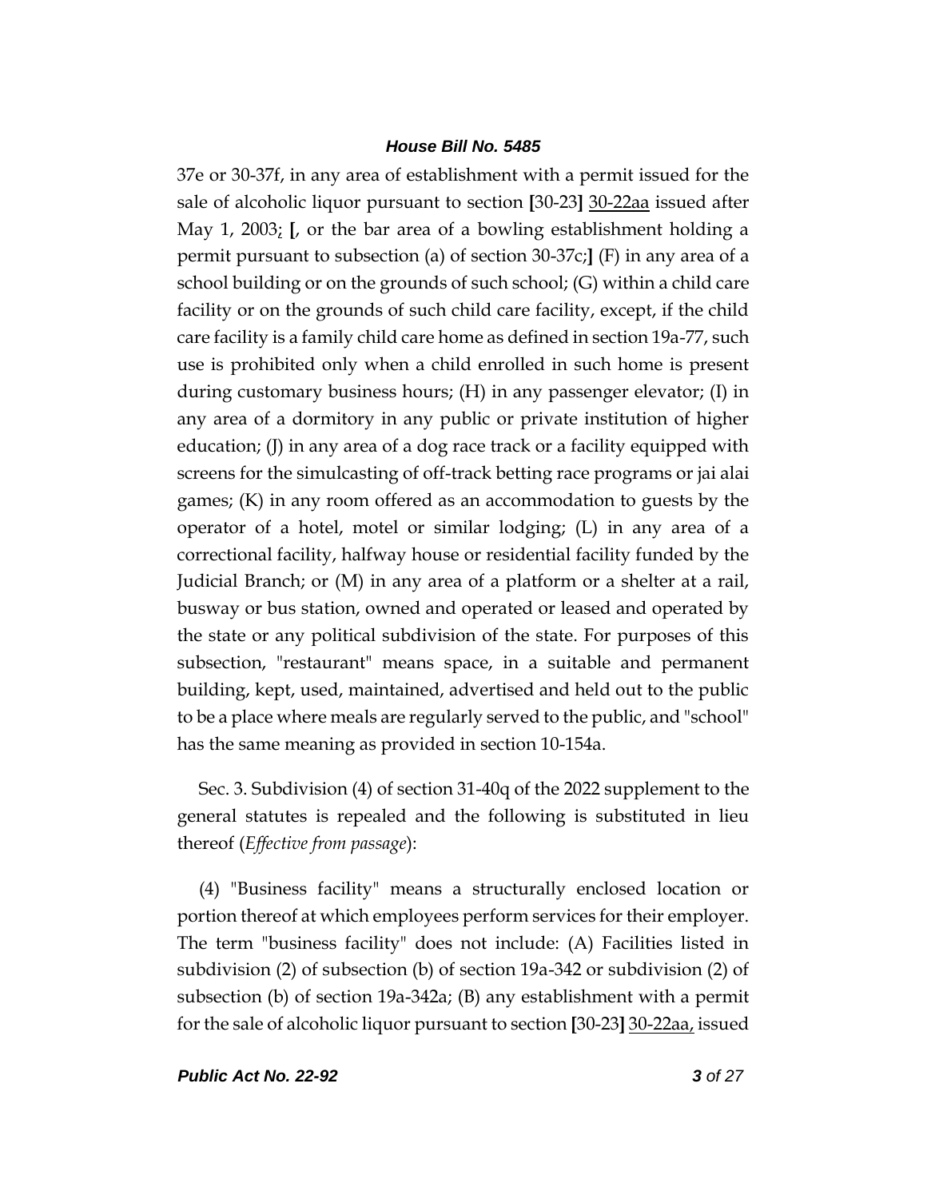37e or 30-37f, in any area of establishment with a permit issued for the sale of alcoholic liquor pursuant to section **[**30-23**]** 30-22aa issued after May 1, 2003; **[**, or the bar area of a bowling establishment holding a permit pursuant to subsection (a) of section 30-37c;**]** (F) in any area of a school building or on the grounds of such school; (G) within a child care facility or on the grounds of such child care facility, except, if the child care facility is a family child care home as defined in section 19a-77, such use is prohibited only when a child enrolled in such home is present during customary business hours; (H) in any passenger elevator; (I) in any area of a dormitory in any public or private institution of higher education; (J) in any area of a dog race track or a facility equipped with screens for the simulcasting of off-track betting race programs or jai alai games; (K) in any room offered as an accommodation to guests by the operator of a hotel, motel or similar lodging; (L) in any area of a correctional facility, halfway house or residential facility funded by the Judicial Branch; or (M) in any area of a platform or a shelter at a rail, busway or bus station, owned and operated or leased and operated by the state or any political subdivision of the state. For purposes of this subsection, "restaurant" means space, in a suitable and permanent building, kept, used, maintained, advertised and held out to the public to be a place where meals are regularly served to the public, and "school" has the same meaning as provided in section 10-154a.

Sec. 3. Subdivision (4) of section 31-40q of the 2022 supplement to the general statutes is repealed and the following is substituted in lieu thereof (*Effective from passage*):

(4) "Business facility" means a structurally enclosed location or portion thereof at which employees perform services for their employer. The term "business facility" does not include: (A) Facilities listed in subdivision (2) of subsection (b) of section 19a-342 or subdivision (2) of subsection (b) of section 19a-342a; (B) any establishment with a permit for the sale of alcoholic liquor pursuant to section **[**30-23**]** 30-22aa, issued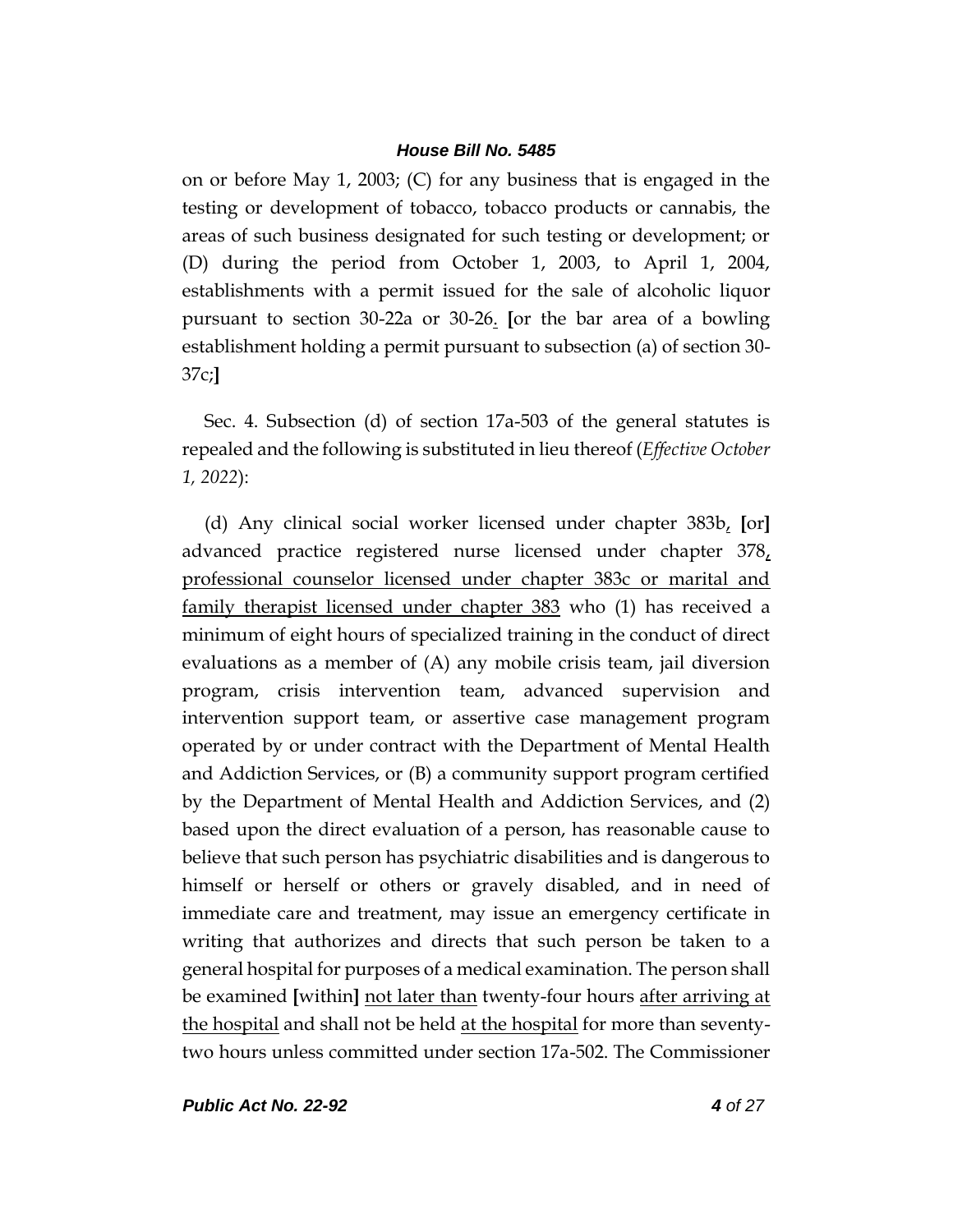on or before May 1, 2003; (C) for any business that is engaged in the testing or development of tobacco, tobacco products or cannabis, the areas of such business designated for such testing or development; or (D) during the period from October 1, 2003, to April 1, 2004, establishments with a permit issued for the sale of alcoholic liquor pursuant to section 30-22a or 30-26. [or the bar area of a bowling establishment holding a permit pursuant to subsection (a) of section 30-37c;]

Sec. 4. Subsection (d) of section 17a-503 of the general statutes is repealed and the following is substituted in lieu thereof (*Effective October 1, 2022*):

(d) Any clinical social worker licensed under chapter 383b, [or] advanced practice registered nurse licensed under chapter 378, professional counselor licensed under chapter 383c or marital and family therapist licensed under chapter 383 who (1) has received a minimum of eight hours of specialized training in the conduct of direct evaluations as a member of (A) any mobile crisis team, jail diversion program, crisis intervention team, advanced supervision and intervention support team, or assertive case management program operated by or under contract with the Department of Mental Health and Addiction Services, or (B) a community support program certified by the Department of Mental Health and Addiction Services, and (2) based upon the direct evaluation of a person, has reasonable cause to believe that such person has psychiatric disabilities and is dangerous to himself or herself or others or gravely disabled, and in need of immediate care and treatment, may issue an emergency certificate in writing that authorizes and directs that such person be taken to a general hospital for purposes of a medical examination. The person shall be examined [within] not later than twenty-four hours after arriving at the hospital and shall not be held at the hospital for more than seventy-two hours unless committed under section 17a-502. The Commissioner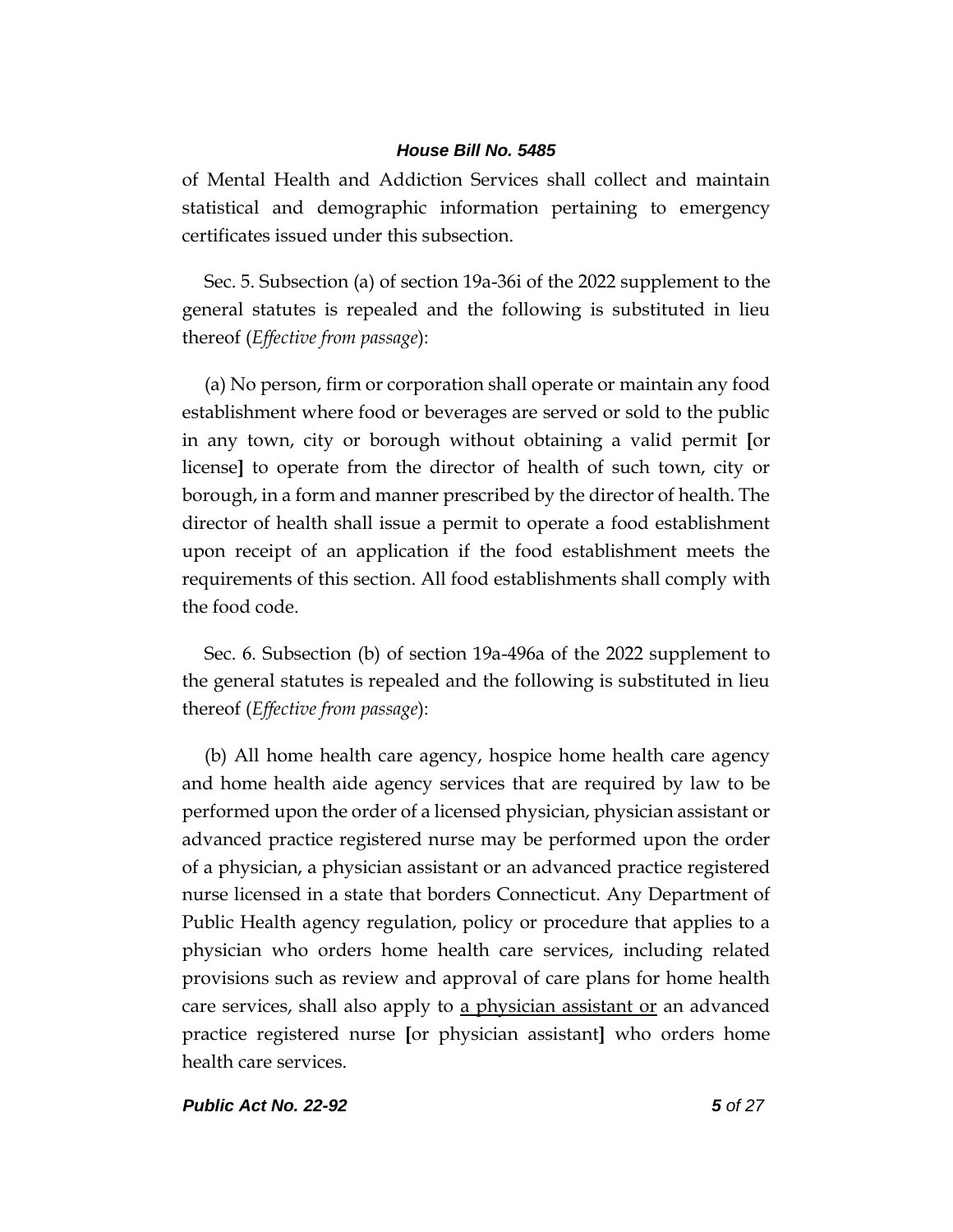of Mental Health and Addiction Services shall collect and maintain statistical and demographic information pertaining to emergency certificates issued under this subsection.

Sec. 5. Subsection (a) of section 19a-36i of the 2022 supplement to the general statutes is repealed and the following is substituted in lieu thereof (*Effective from passage*):

(a) No person, firm or corporation shall operate or maintain any food establishment where food or beverages are served or sold to the public in any town, city or borough without obtaining a valid permit **[**or license**]** to operate from the director of health of such town, city or borough, in a form and manner prescribed by the director of health. The director of health shall issue a permit to operate a food establishment upon receipt of an application if the food establishment meets the requirements of this section. All food establishments shall comply with the food code.

Sec. 6. Subsection (b) of section 19a-496a of the 2022 supplement to the general statutes is repealed and the following is substituted in lieu thereof (*Effective from passage*):

(b) All home health care agency, hospice home health care agency and home health aide agency services that are required by law to be performed upon the order of a licensed physician, physician assistant or advanced practice registered nurse may be performed upon the order of a physician, a physician assistant or an advanced practice registered nurse licensed in a state that borders Connecticut. Any Department of Public Health agency regulation, policy or procedure that applies to a physician who orders home health care services, including related provisions such as review and approval of care plans for home health care services, shall also apply to <u>a physician assistant or</u> an advanced practice registered nurse **[**or physician assistant**]** who orders home health care services.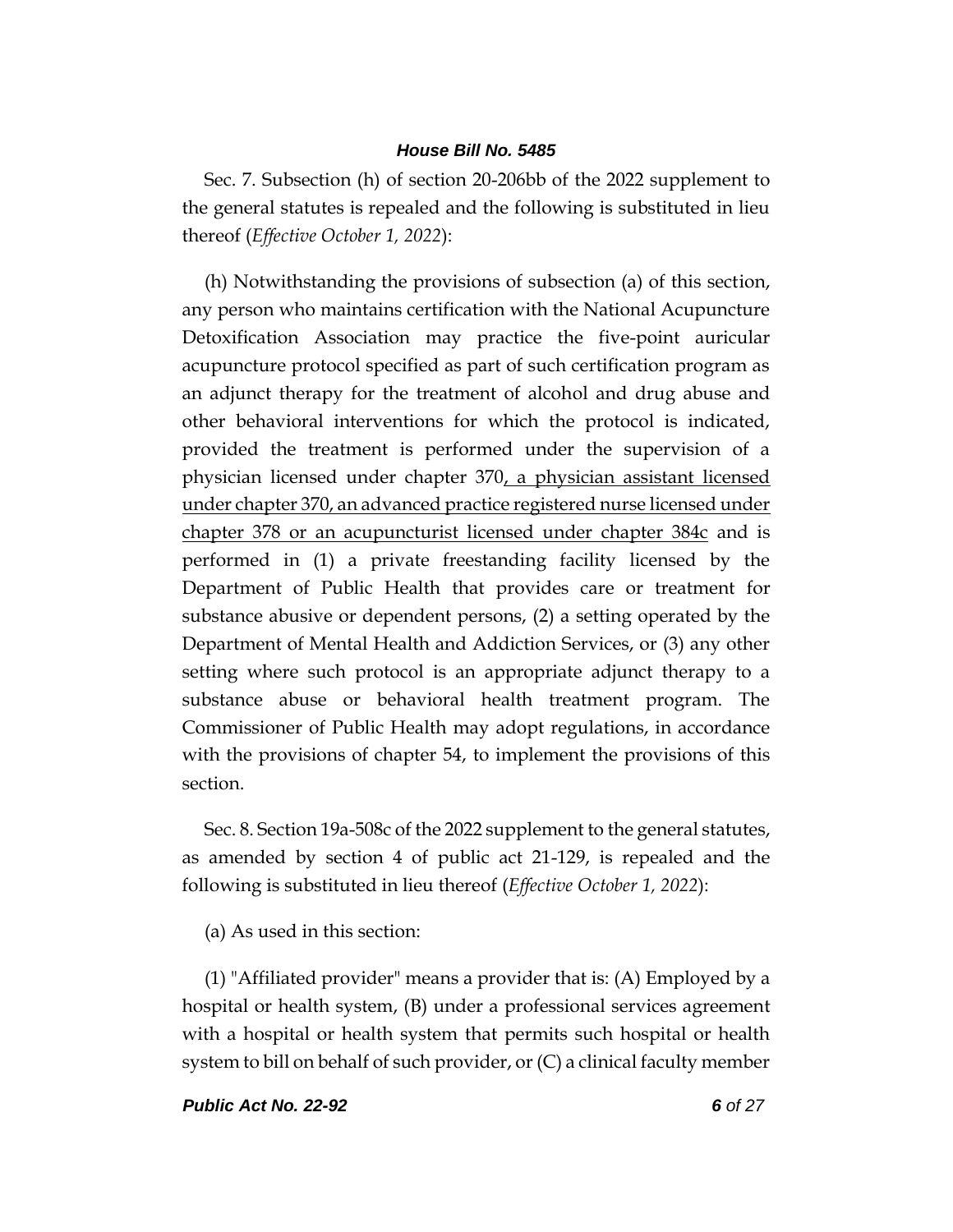Sec. 7. Subsection (h) of section 20-206bb of the 2022 supplement to the general statutes is repealed and the following is substituted in lieu thereof (*Effective October 1, 2022*):

(h) Notwithstanding the provisions of subsection (a) of this section, any person who maintains certification with the National Acupuncture Detoxification Association may practice the five-point auricular acupuncture protocol specified as part of such certification program as an adjunct therapy for the treatment of alcohol and drug abuse and other behavioral interventions for which the protocol is indicated, provided the treatment is performed under the supervision of a physician licensed under chapter 370<u>, a physician assistant licensed under chapter 370, an advanced practice registered nurse licensed under chapter 378 or an acupuncturist licensed under chapter 384c</u> and is performed in (1) a private freestanding facility licensed by the Department of Public Health that provides care or treatment for substance abusive or dependent persons, (2) a setting operated by the Department of Mental Health and Addiction Services, or (3) any other setting where such protocol is an appropriate adjunct therapy to a substance abuse or behavioral health treatment program. The Commissioner of Public Health may adopt regulations, in accordance with the provisions of chapter 54, to implement the provisions of this section.

Sec. 8. Section 19a-508c of the 2022 supplement to the general statutes, as amended by section 4 of public act 21-129, is repealed and the following is substituted in lieu thereof (*Effective October 1, 2022*):

(a) As used in this section:

(1) "Affiliated provider" means a provider that is: (A) Employed by a hospital or health system, (B) under a professional services agreement with a hospital or health system that permits such hospital or health system to bill on behalf of such provider, or (C) a clinical faculty member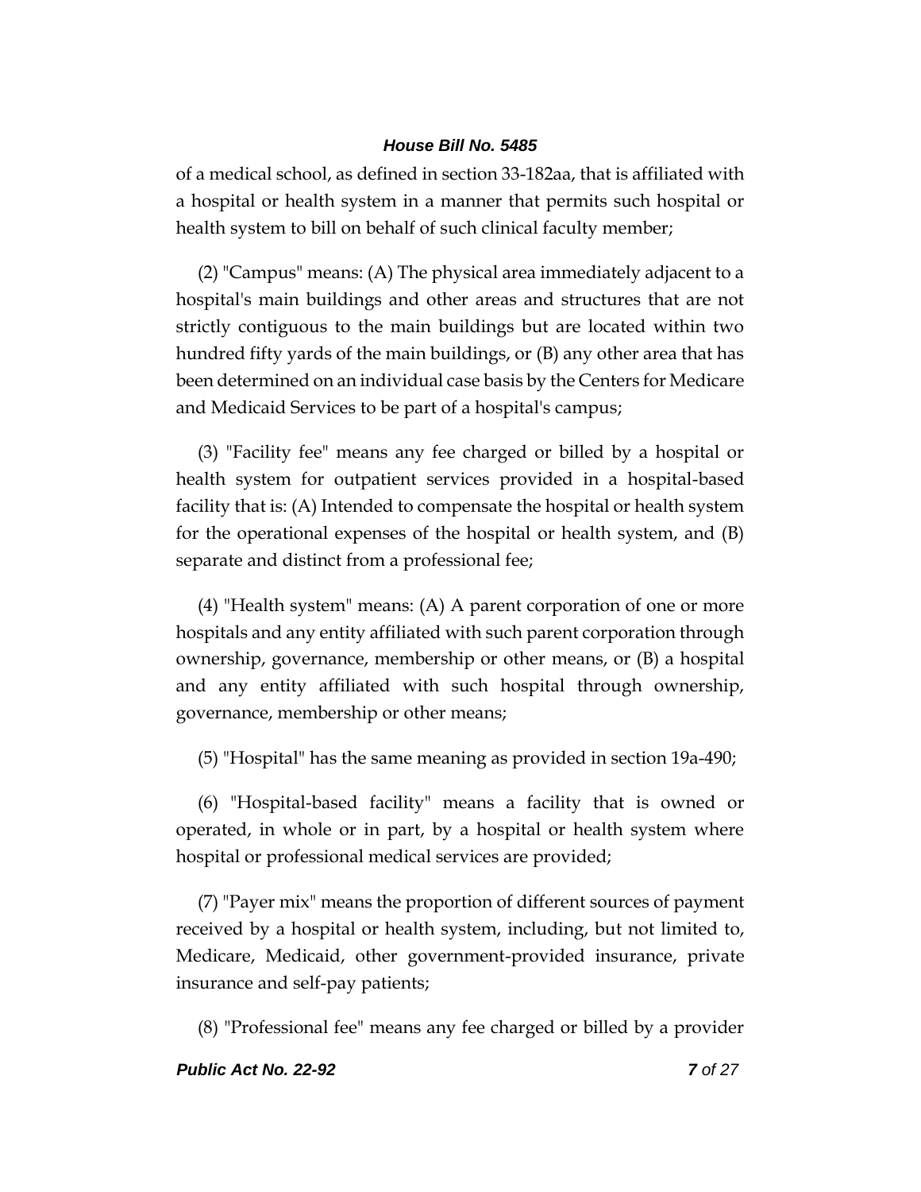of a medical school, as defined in section 33-182aa, that is affiliated with a hospital or health system in a manner that permits such hospital or health system to bill on behalf of such clinical faculty member;

(2) "Campus" means: (A) The physical area immediately adjacent to a hospital's main buildings and other areas and structures that are not strictly contiguous to the main buildings but are located within two hundred fifty yards of the main buildings, or (B) any other area that has been determined on an individual case basis by the Centers for Medicare and Medicaid Services to be part of a hospital's campus;

(3) "Facility fee" means any fee charged or billed by a hospital or health system for outpatient services provided in a hospital-based facility that is: (A) Intended to compensate the hospital or health system for the operational expenses of the hospital or health system, and (B) separate and distinct from a professional fee;

(4) "Health system" means: (A) A parent corporation of one or more hospitals and any entity affiliated with such parent corporation through ownership, governance, membership or other means, or (B) a hospital and any entity affiliated with such hospital through ownership, governance, membership or other means;

(5) "Hospital" has the same meaning as provided in section 19a-490;

(6) "Hospital-based facility" means a facility that is owned or operated, in whole or in part, by a hospital or health system where hospital or professional medical services are provided;

(7) "Payer mix" means the proportion of different sources of payment received by a hospital or health system, including, but not limited to, Medicare, Medicaid, other government-provided insurance, private insurance and self-pay patients;

(8) "Professional fee" means any fee charged or billed by a provider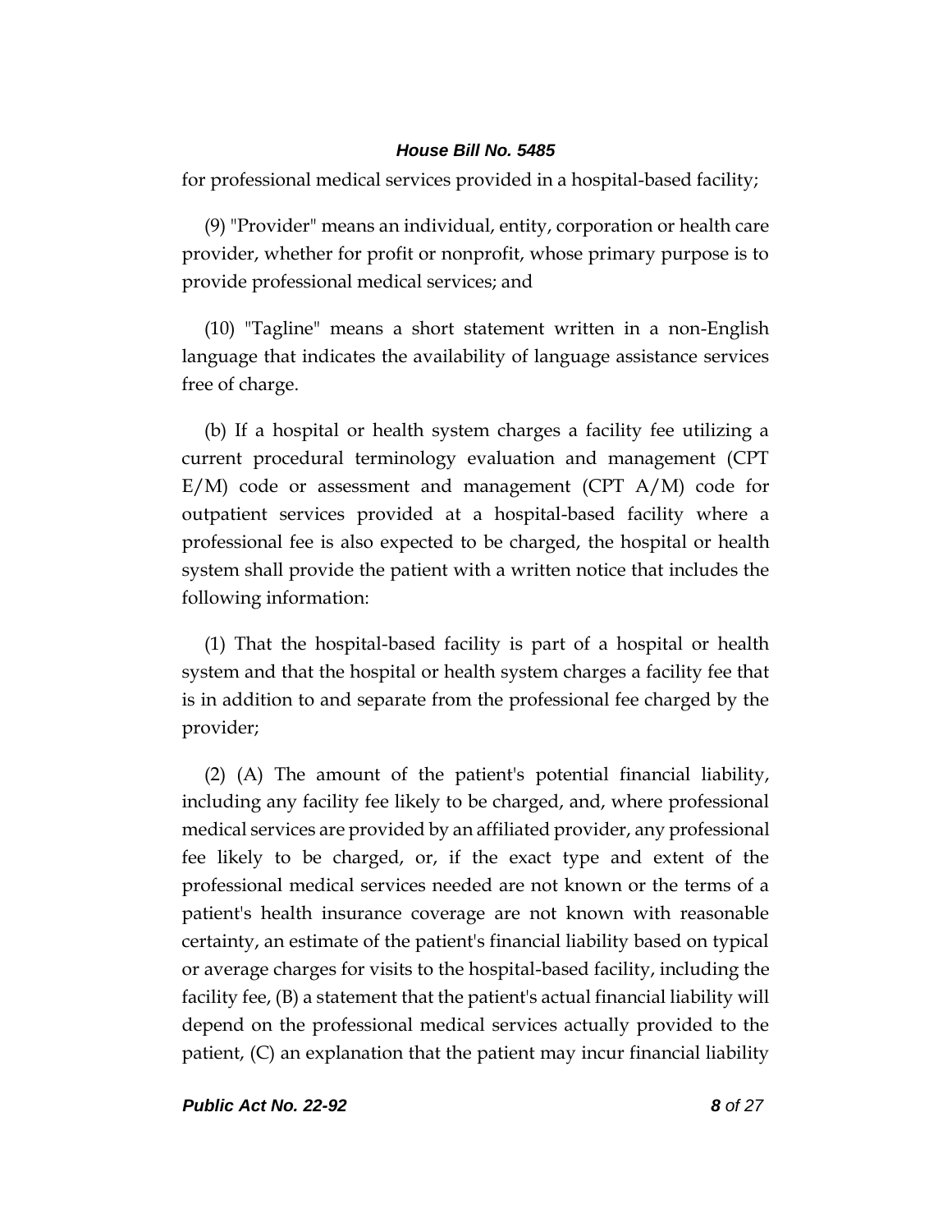for professional medical services provided in a hospital-based facility;

(9) "Provider" means an individual, entity, corporation or health care provider, whether for profit or nonprofit, whose primary purpose is to provide professional medical services; and

(10) "Tagline" means a short statement written in a non-English language that indicates the availability of language assistance services free of charge.

(b) If a hospital or health system charges a facility fee utilizing a current procedural terminology evaluation and management (CPT E/M) code or assessment and management (CPT A/M) code for outpatient services provided at a hospital-based facility where a professional fee is also expected to be charged, the hospital or health system shall provide the patient with a written notice that includes the following information:

(1) That the hospital-based facility is part of a hospital or health system and that the hospital or health system charges a facility fee that is in addition to and separate from the professional fee charged by the provider;

(2) (A) The amount of the patient's potential financial liability, including any facility fee likely to be charged, and, where professional medical services are provided by an affiliated provider, any professional fee likely to be charged, or, if the exact type and extent of the professional medical services needed are not known or the terms of a patient's health insurance coverage are not known with reasonable certainty, an estimate of the patient's financial liability based on typical or average charges for visits to the hospital-based facility, including the facility fee, (B) a statement that the patient's actual financial liability will depend on the professional medical services actually provided to the patient, (C) an explanation that the patient may incur financial liability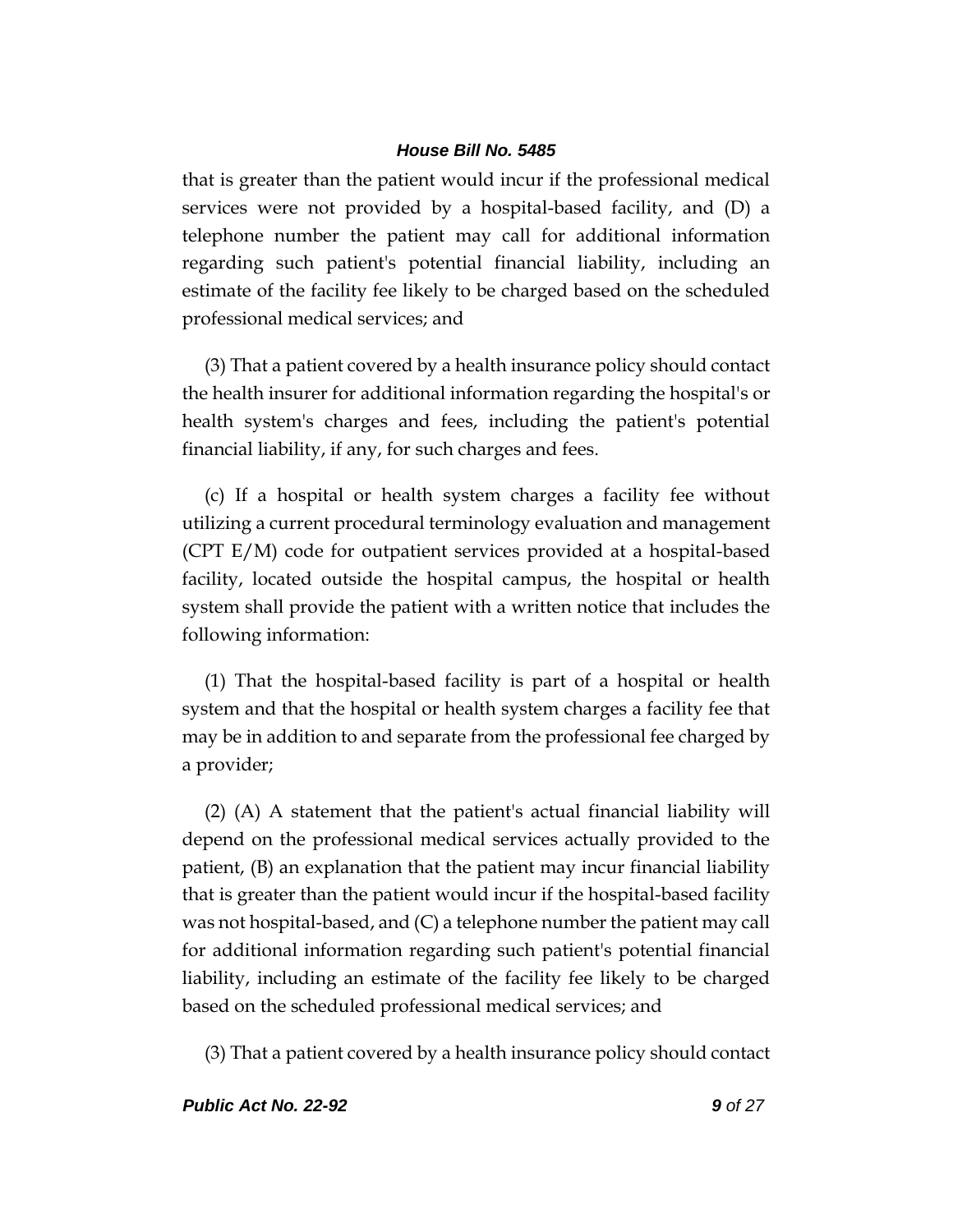that is greater than the patient would incur if the professional medical services were not provided by a hospital-based facility, and (D) a telephone number the patient may call for additional information regarding such patient's potential financial liability, including an estimate of the facility fee likely to be charged based on the scheduled professional medical services; and

(3) That a patient covered by a health insurance policy should contact the health insurer for additional information regarding the hospital's or health system's charges and fees, including the patient's potential financial liability, if any, for such charges and fees.

(c) If a hospital or health system charges a facility fee without utilizing a current procedural terminology evaluation and management (CPT E/M) code for outpatient services provided at a hospital-based facility, located outside the hospital campus, the hospital or health system shall provide the patient with a written notice that includes the following information:

(1) That the hospital-based facility is part of a hospital or health system and that the hospital or health system charges a facility fee that may be in addition to and separate from the professional fee charged by a provider;

(2) (A) A statement that the patient's actual financial liability will depend on the professional medical services actually provided to the patient, (B) an explanation that the patient may incur financial liability that is greater than the patient would incur if the hospital-based facility was not hospital-based, and (C) a telephone number the patient may call for additional information regarding such patient's potential financial liability, including an estimate of the facility fee likely to be charged based on the scheduled professional medical services; and

(3) That a patient covered by a health insurance policy should contact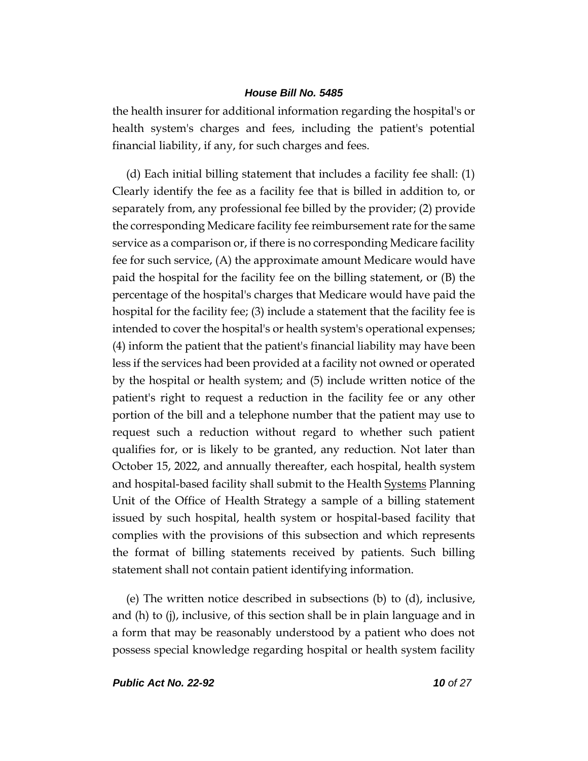the health insurer for additional information regarding the hospital's or health system's charges and fees, including the patient's potential financial liability, if any, for such charges and fees.

(d) Each initial billing statement that includes a facility fee shall: (1) Clearly identify the fee as a facility fee that is billed in addition to, or separately from, any professional fee billed by the provider; (2) provide the corresponding Medicare facility fee reimbursement rate for the same service as a comparison or, if there is no corresponding Medicare facility fee for such service, (A) the approximate amount Medicare would have paid the hospital for the facility fee on the billing statement, or (B) the percentage of the hospital's charges that Medicare would have paid the hospital for the facility fee; (3) include a statement that the facility fee is intended to cover the hospital's or health system's operational expenses; (4) inform the patient that the patient's financial liability may have been less if the services had been provided at a facility not owned or operated by the hospital or health system; and (5) include written notice of the patient's right to request a reduction in the facility fee or any other portion of the bill and a telephone number that the patient may use to request such a reduction without regard to whether such patient qualifies for, or is likely to be granted, any reduction. Not later than October 15, 2022, and annually thereafter, each hospital, health system and hospital-based facility shall submit to the Health <u>Systems</u> Planning Unit of the Office of Health Strategy a sample of a billing statement issued by such hospital, health system or hospital-based facility that complies with the provisions of this subsection and which represents the format of billing statements received by patients. Such billing statement shall not contain patient identifying information.

(e) The written notice described in subsections (b) to (d), inclusive, and (h) to (j), inclusive, of this section shall be in plain language and in a form that may be reasonably understood by a patient who does not possess special knowledge regarding hospital or health system facility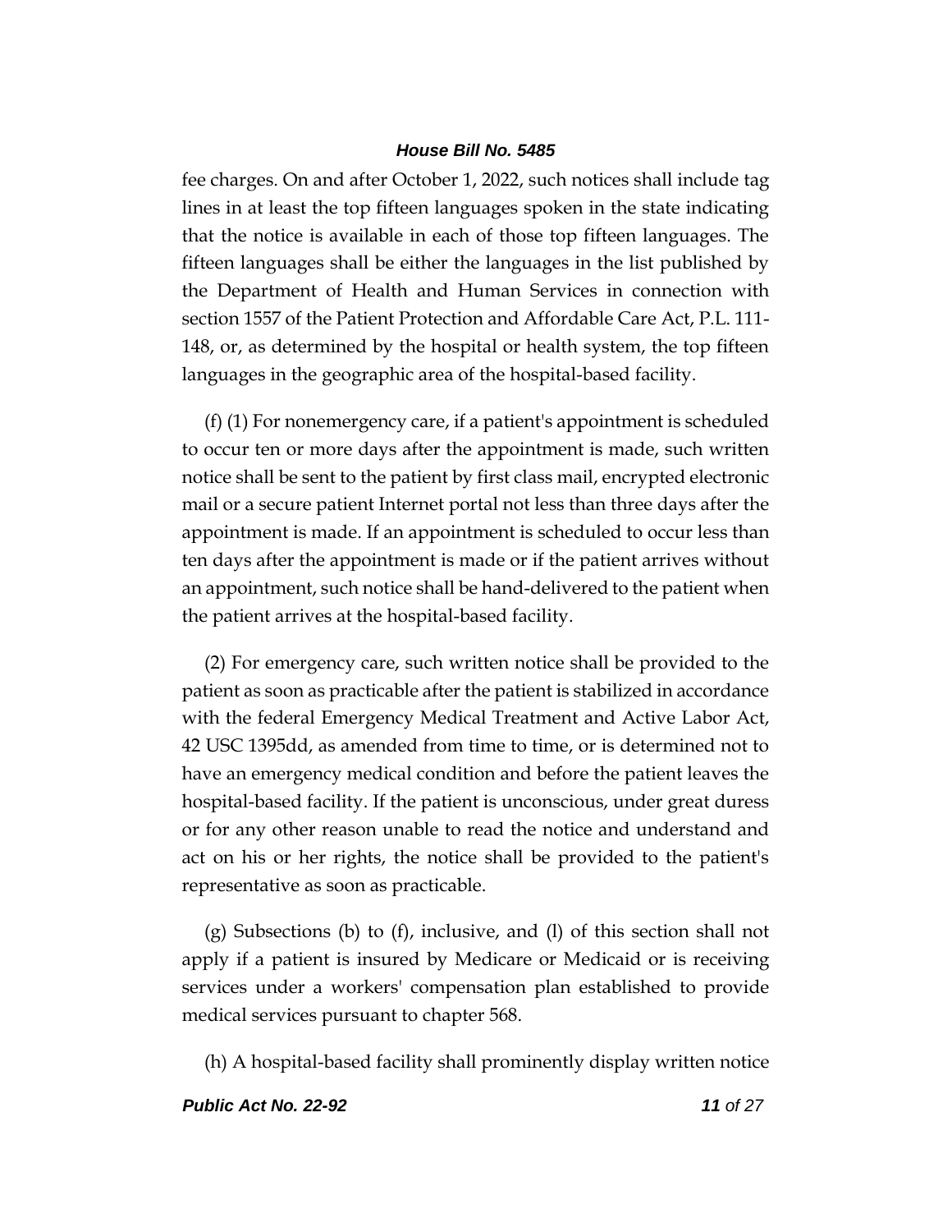fee charges. On and after October 1, 2022, such notices shall include tag lines in at least the top fifteen languages spoken in the state indicating that the notice is available in each of those top fifteen languages. The fifteen languages shall be either the languages in the list published by the Department of Health and Human Services in connection with section 1557 of the Patient Protection and Affordable Care Act, P.L. 111-148, or, as determined by the hospital or health system, the top fifteen languages in the geographic area of the hospital-based facility.

(f) (1) For nonemergency care, if a patient's appointment is scheduled to occur ten or more days after the appointment is made, such written notice shall be sent to the patient by first class mail, encrypted electronic mail or a secure patient Internet portal not less than three days after the appointment is made. If an appointment is scheduled to occur less than ten days after the appointment is made or if the patient arrives without an appointment, such notice shall be hand-delivered to the patient when the patient arrives at the hospital-based facility.

(2) For emergency care, such written notice shall be provided to the patient as soon as practicable after the patient is stabilized in accordance with the federal Emergency Medical Treatment and Active Labor Act, 42 USC 1395dd, as amended from time to time, or is determined not to have an emergency medical condition and before the patient leaves the hospital-based facility. If the patient is unconscious, under great duress or for any other reason unable to read the notice and understand and act on his or her rights, the notice shall be provided to the patient's representative as soon as practicable.

(g) Subsections (b) to (f), inclusive, and (l) of this section shall not apply if a patient is insured by Medicare or Medicaid or is receiving services under a workers' compensation plan established to provide medical services pursuant to chapter 568.

(h) A hospital-based facility shall prominently display written notice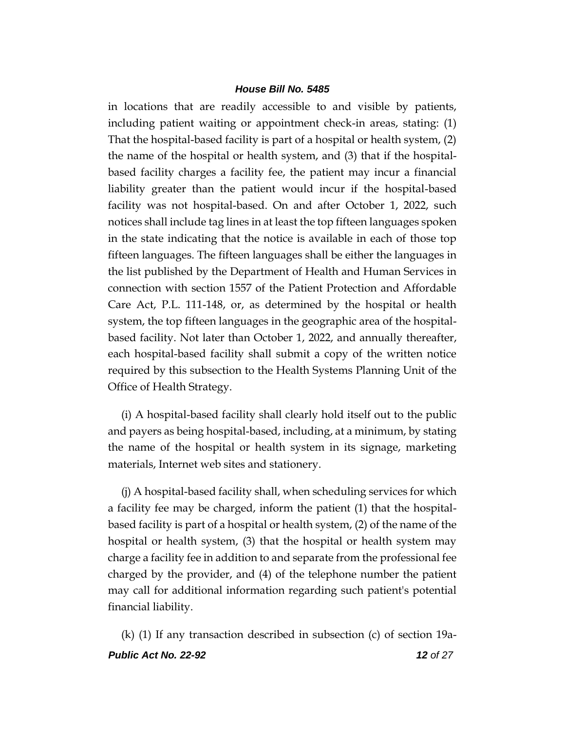in locations that are readily accessible to and visible by patients, including patient waiting or appointment check-in areas, stating: (1) That the hospital-based facility is part of a hospital or health system, (2) the name of the hospital or health system, and (3) that if the hospital-based facility charges a facility fee, the patient may incur a financial liability greater than the patient would incur if the hospital-based facility was not hospital-based. On and after October 1, 2022, such notices shall include tag lines in at least the top fifteen languages spoken in the state indicating that the notice is available in each of those top fifteen languages. The fifteen languages shall be either the languages in the list published by the Department of Health and Human Services in connection with section 1557 of the Patient Protection and Affordable Care Act, P.L. 111-148, or, as determined by the hospital or health system, the top fifteen languages in the geographic area of the hospital-based facility. Not later than October 1, 2022, and annually thereafter, each hospital-based facility shall submit a copy of the written notice required by this subsection to the Health Systems Planning Unit of the Office of Health Strategy.

(i) A hospital-based facility shall clearly hold itself out to the public and payers as being hospital-based, including, at a minimum, by stating the name of the hospital or health system in its signage, marketing materials, Internet web sites and stationery.

(j) A hospital-based facility shall, when scheduling services for which a facility fee may be charged, inform the patient (1) that the hospital-based facility is part of a hospital or health system, (2) of the name of the hospital or health system, (3) that the hospital or health system may charge a facility fee in addition to and separate from the professional fee charged by the provider, and (4) of the telephone number the patient may call for additional information regarding such patient's potential financial liability.

(k) (1) If any transaction described in subsection (c) of section 19a-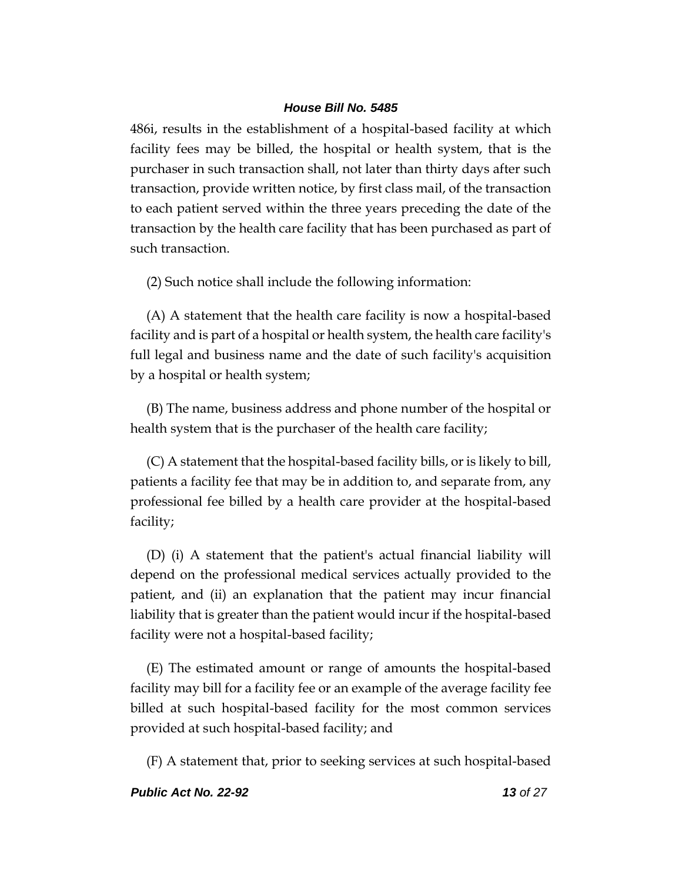486i, results in the establishment of a hospital-based facility at which facility fees may be billed, the hospital or health system, that is the purchaser in such transaction shall, not later than thirty days after such transaction, provide written notice, by first class mail, of the transaction to each patient served within the three years preceding the date of the transaction by the health care facility that has been purchased as part of such transaction.

(2) Such notice shall include the following information:

(A) A statement that the health care facility is now a hospital-based facility and is part of a hospital or health system, the health care facility's full legal and business name and the date of such facility's acquisition by a hospital or health system;

(B) The name, business address and phone number of the hospital or health system that is the purchaser of the health care facility;

(C) A statement that the hospital-based facility bills, or is likely to bill, patients a facility fee that may be in addition to, and separate from, any professional fee billed by a health care provider at the hospital-based facility;

(D) (i) A statement that the patient's actual financial liability will depend on the professional medical services actually provided to the patient, and (ii) an explanation that the patient may incur financial liability that is greater than the patient would incur if the hospital-based facility were not a hospital-based facility;

(E) The estimated amount or range of amounts the hospital-based facility may bill for a facility fee or an example of the average facility fee billed at such hospital-based facility for the most common services provided at such hospital-based facility; and

(F) A statement that, prior to seeking services at such hospital-based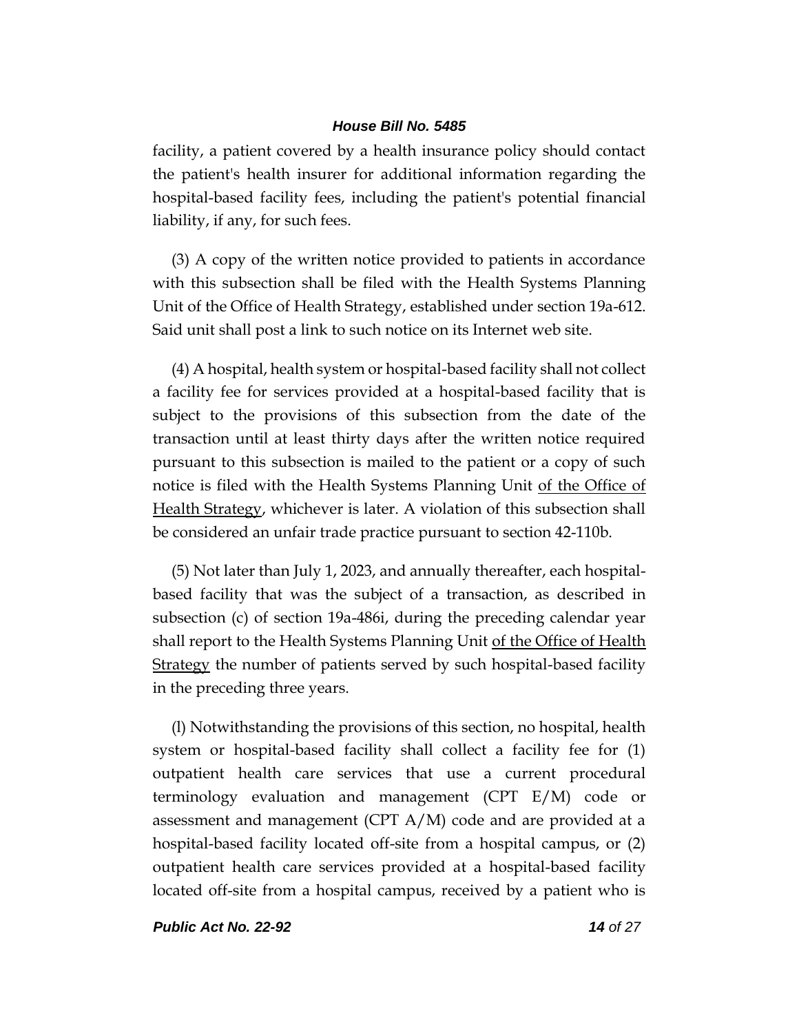facility, a patient covered by a health insurance policy should contact the patient's health insurer for additional information regarding the hospital-based facility fees, including the patient's potential financial liability, if any, for such fees.

(3) A copy of the written notice provided to patients in accordance with this subsection shall be filed with the Health Systems Planning Unit of the Office of Health Strategy, established under section 19a-612. Said unit shall post a link to such notice on its Internet web site.

(4) A hospital, health system or hospital-based facility shall not collect a facility fee for services provided at a hospital-based facility that is subject to the provisions of this subsection from the date of the transaction until at least thirty days after the written notice required pursuant to this subsection is mailed to the patient or a copy of such notice is filed with the Health Systems Planning Unit <u>of the Office of Health Strategy</u>, whichever is later. A violation of this subsection shall be considered an unfair trade practice pursuant to section 42-110b.

(5) Not later than July 1, 2023, and annually thereafter, each hospital-based facility that was the subject of a transaction, as described in subsection (c) of section 19a-486i, during the preceding calendar year shall report to the Health Systems Planning Unit <u>of the Office of Health Strategy</u> the number of patients served by such hospital-based facility in the preceding three years.

(l) Notwithstanding the provisions of this section, no hospital, health system or hospital-based facility shall collect a facility fee for (1) outpatient health care services that use a current procedural terminology evaluation and management (CPT E/M) code or assessment and management (CPT A/M) code and are provided at a hospital-based facility located off-site from a hospital campus, or (2) outpatient health care services provided at a hospital-based facility located off-site from a hospital campus, received by a patient who is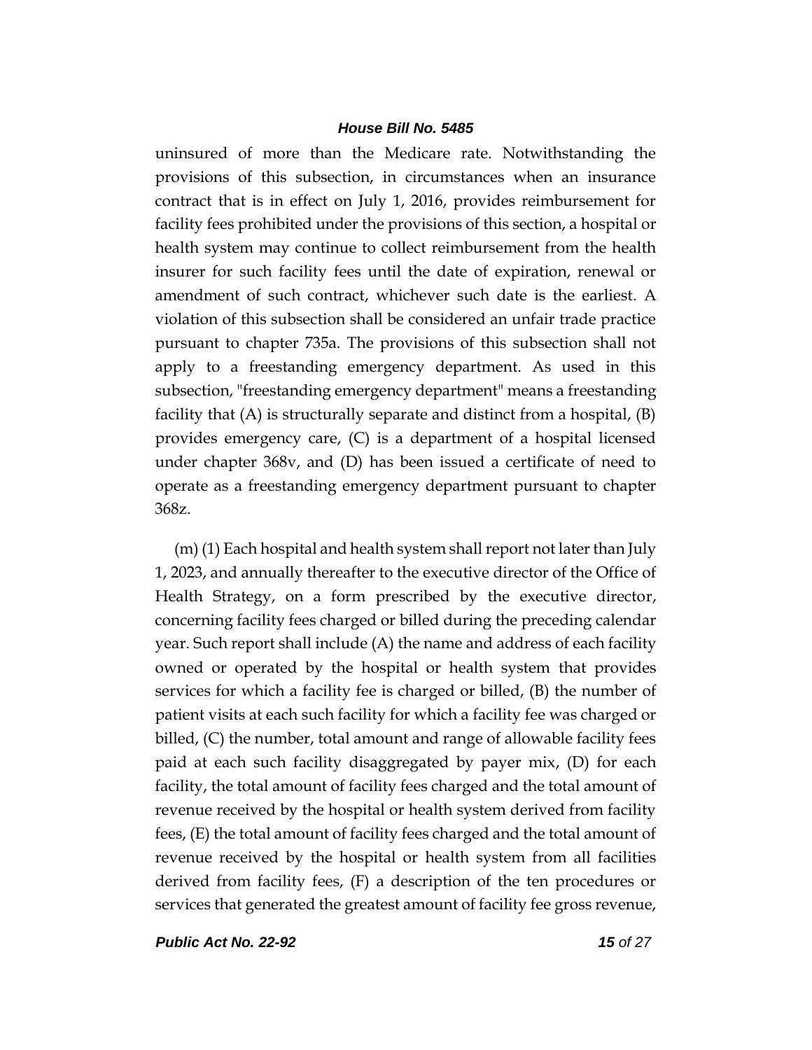uninsured of more than the Medicare rate. Notwithstanding the provisions of this subsection, in circumstances when an insurance contract that is in effect on July 1, 2016, provides reimbursement for facility fees prohibited under the provisions of this section, a hospital or health system may continue to collect reimbursement from the health insurer for such facility fees until the date of expiration, renewal or amendment of such contract, whichever such date is the earliest. A violation of this subsection shall be considered an unfair trade practice pursuant to chapter 735a. The provisions of this subsection shall not apply to a freestanding emergency department. As used in this subsection, "freestanding emergency department" means a freestanding facility that (A) is structurally separate and distinct from a hospital, (B) provides emergency care, (C) is a department of a hospital licensed under chapter 368v, and (D) has been issued a certificate of need to operate as a freestanding emergency department pursuant to chapter 368z.

(m) (1) Each hospital and health system shall report not later than July 1, 2023, and annually thereafter to the executive director of the Office of Health Strategy, on a form prescribed by the executive director, concerning facility fees charged or billed during the preceding calendar year. Such report shall include (A) the name and address of each facility owned or operated by the hospital or health system that provides services for which a facility fee is charged or billed, (B) the number of patient visits at each such facility for which a facility fee was charged or billed, (C) the number, total amount and range of allowable facility fees paid at each such facility disaggregated by payer mix, (D) for each facility, the total amount of facility fees charged and the total amount of revenue received by the hospital or health system derived from facility fees, (E) the total amount of facility fees charged and the total amount of revenue received by the hospital or health system from all facilities derived from facility fees, (F) a description of the ten procedures or services that generated the greatest amount of facility fee gross revenue,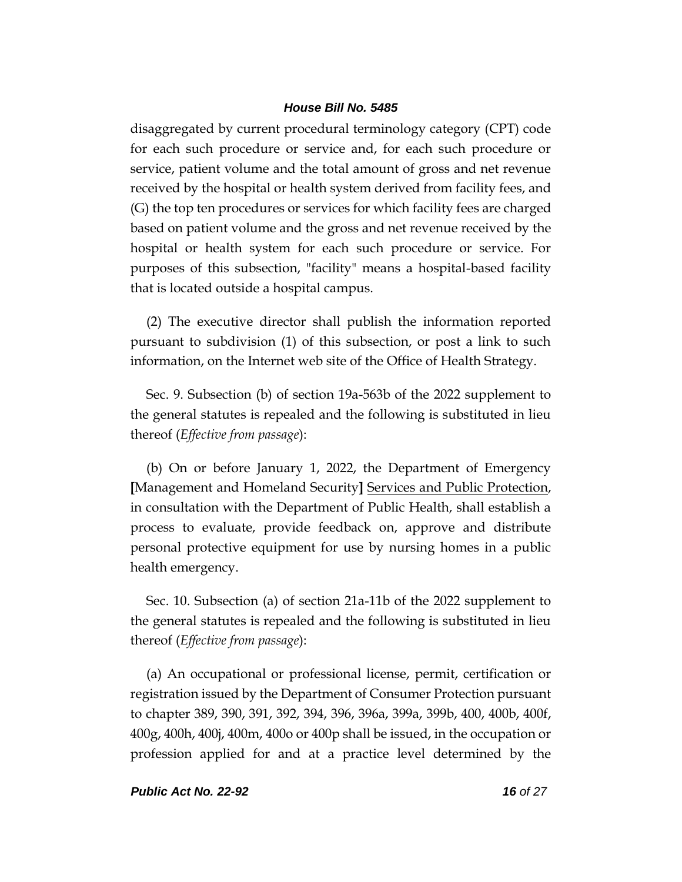disaggregated by current procedural terminology category (CPT) code for each such procedure or service and, for each such procedure or service, patient volume and the total amount of gross and net revenue received by the hospital or health system derived from facility fees, and (G) the top ten procedures or services for which facility fees are charged based on patient volume and the gross and net revenue received by the hospital or health system for each such procedure or service. For purposes of this subsection, "facility" means a hospital-based facility that is located outside a hospital campus.

(2) The executive director shall publish the information reported pursuant to subdivision (1) of this subsection, or post a link to such information, on the Internet web site of the Office of Health Strategy.

Sec. 9. Subsection (b) of section 19a-563b of the 2022 supplement to the general statutes is repealed and the following is substituted in lieu thereof (*Effective from passage*):

(b) On or before January 1, 2022, the Department of Emergency [Management and Homeland Security] <u>Services and Public Protection</u>, in consultation with the Department of Public Health, shall establish a process to evaluate, provide feedback on, approve and distribute personal protective equipment for use by nursing homes in a public health emergency.

Sec. 10. Subsection (a) of section 21a-11b of the 2022 supplement to the general statutes is repealed and the following is substituted in lieu thereof (*Effective from passage*):

(a) An occupational or professional license, permit, certification or registration issued by the Department of Consumer Protection pursuant to chapter 389, 390, 391, 392, 394, 396, 396a, 399a, 399b, 400, 400b, 400f, 400g, 400h, 400j, 400m, 400o or 400p shall be issued, in the occupation or profession applied for and at a practice level determined by the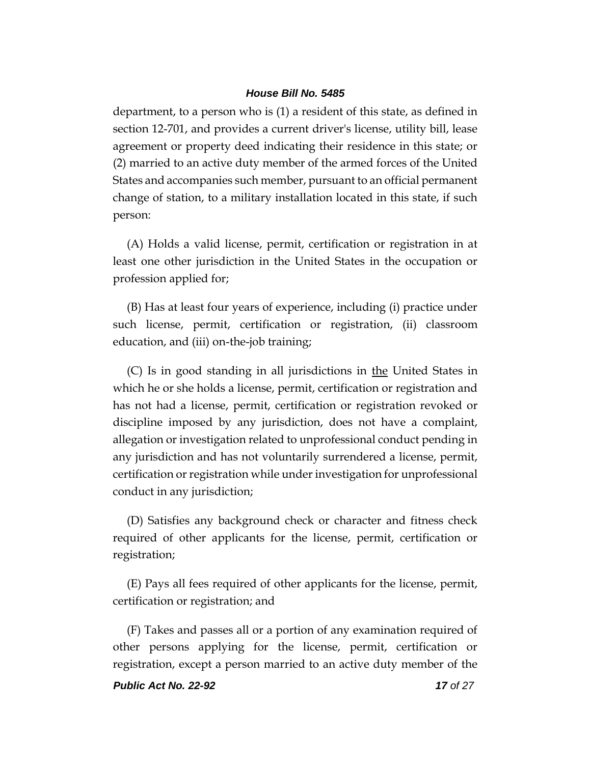department, to a person who is (1) a resident of this state, as defined in section 12-701, and provides a current driver's license, utility bill, lease agreement or property deed indicating their residence in this state; or (2) married to an active duty member of the armed forces of the United States and accompanies such member, pursuant to an official permanent change of station, to a military installation located in this state, if such person:

(A) Holds a valid license, permit, certification or registration in at least one other jurisdiction in the United States in the occupation or profession applied for;

(B) Has at least four years of experience, including (i) practice under such license, permit, certification or registration, (ii) classroom education, and (iii) on-the-job training;

(C) Is in good standing in all jurisdictions in <u>the</u> United States in which he or she holds a license, permit, certification or registration and has not had a license, permit, certification or registration revoked or discipline imposed by any jurisdiction, does not have a complaint, allegation or investigation related to unprofessional conduct pending in any jurisdiction and has not voluntarily surrendered a license, permit, certification or registration while under investigation for unprofessional conduct in any jurisdiction;

(D) Satisfies any background check or character and fitness check required of other applicants for the license, permit, certification or registration;

(E) Pays all fees required of other applicants for the license, permit, certification or registration; and

(F) Takes and passes all or a portion of any examination required of other persons applying for the license, permit, certification or registration, except a person married to an active duty member of the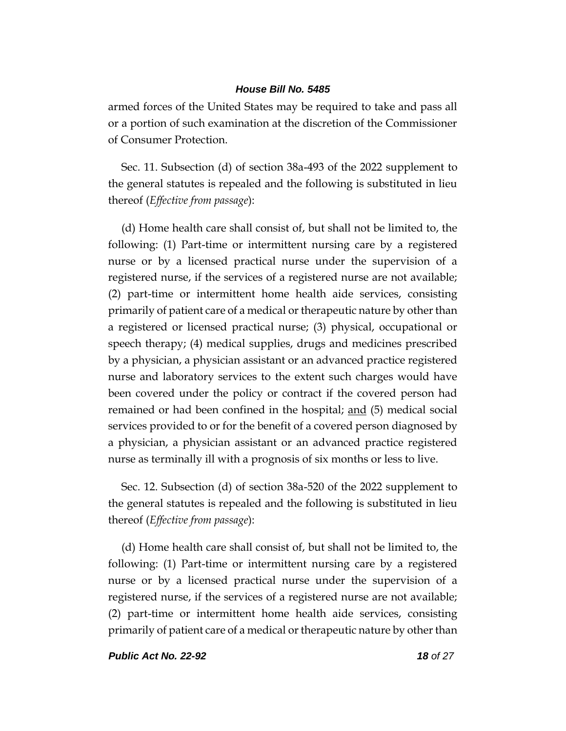armed forces of the United States may be required to take and pass all or a portion of such examination at the discretion of the Commissioner of Consumer Protection.

Sec. 11. Subsection (d) of section 38a-493 of the 2022 supplement to the general statutes is repealed and the following is substituted in lieu thereof (*Effective from passage*):

(d) Home health care shall consist of, but shall not be limited to, the following: (1) Part-time or intermittent nursing care by a registered nurse or by a licensed practical nurse under the supervision of a registered nurse, if the services of a registered nurse are not available; (2) part-time or intermittent home health aide services, consisting primarily of patient care of a medical or therapeutic nature by other than a registered or licensed practical nurse; (3) physical, occupational or speech therapy; (4) medical supplies, drugs and medicines prescribed by a physician, a physician assistant or an advanced practice registered nurse and laboratory services to the extent such charges would have been covered under the policy or contract if the covered person had remained or had been confined in the hospital; <u>and</u> (5) medical social services provided to or for the benefit of a covered person diagnosed by a physician, a physician assistant or an advanced practice registered nurse as terminally ill with a prognosis of six months or less to live.

Sec. 12. Subsection (d) of section 38a-520 of the 2022 supplement to the general statutes is repealed and the following is substituted in lieu thereof (*Effective from passage*):

(d) Home health care shall consist of, but shall not be limited to, the following: (1) Part-time or intermittent nursing care by a registered nurse or by a licensed practical nurse under the supervision of a registered nurse, if the services of a registered nurse are not available; (2) part-time or intermittent home health aide services, consisting primarily of patient care of a medical or therapeutic nature by other than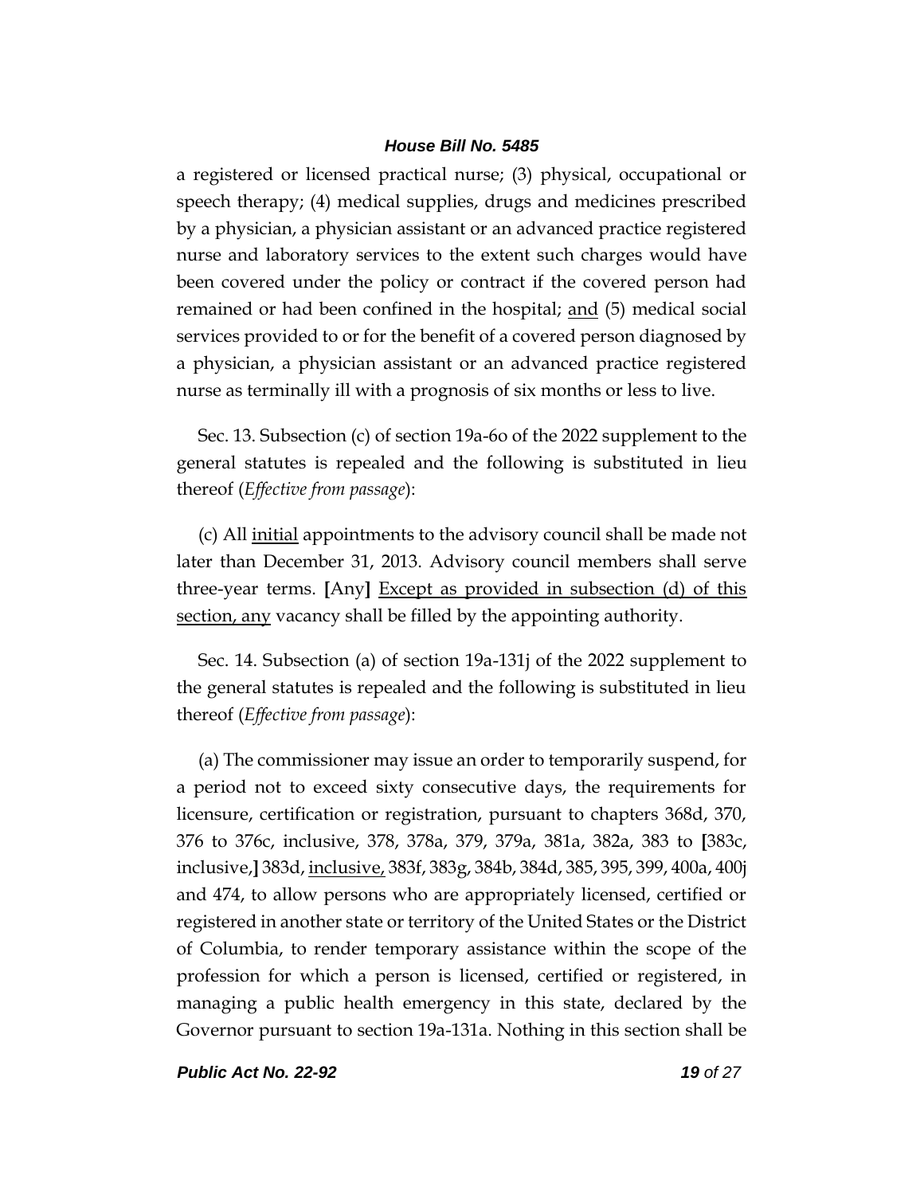a registered or licensed practical nurse; (3) physical, occupational or speech therapy; (4) medical supplies, drugs and medicines prescribed by a physician, a physician assistant or an advanced practice registered nurse and laboratory services to the extent such charges would have been covered under the policy or contract if the covered person had remained or had been confined in the hospital; <u>and</u> (5) medical social services provided to or for the benefit of a covered person diagnosed by a physician, a physician assistant or an advanced practice registered nurse as terminally ill with a prognosis of six months or less to live.

Sec. 13. Subsection (c) of section 19a-6o of the 2022 supplement to the general statutes is repealed and the following is substituted in lieu thereof (*Effective from passage*):

(c) All <u>initial</u> appointments to the advisory council shall be made not later than December 31, 2013. Advisory council members shall serve three-year terms. **[**Any**]** <u>Except as provided in subsection (d) of this section, any</u> vacancy shall be filled by the appointing authority.

Sec. 14. Subsection (a) of section 19a-131j of the 2022 supplement to the general statutes is repealed and the following is substituted in lieu thereof (*Effective from passage*):

(a) The commissioner may issue an order to temporarily suspend, for a period not to exceed sixty consecutive days, the requirements for licensure, certification or registration, pursuant to chapters 368d, 370, 376 to 376c, inclusive, 378, 378a, 379, 379a, 381a, 382a, 383 to **[**383c, inclusive,**]** 383d, <u>inclusive,</u> 383f, 383g, 384b, 384d, 385, 395, 399, 400a, 400j and 474, to allow persons who are appropriately licensed, certified or registered in another state or territory of the United States or the District of Columbia, to render temporary assistance within the scope of the profession for which a person is licensed, certified or registered, in managing a public health emergency in this state, declared by the Governor pursuant to section 19a-131a. Nothing in this section shall be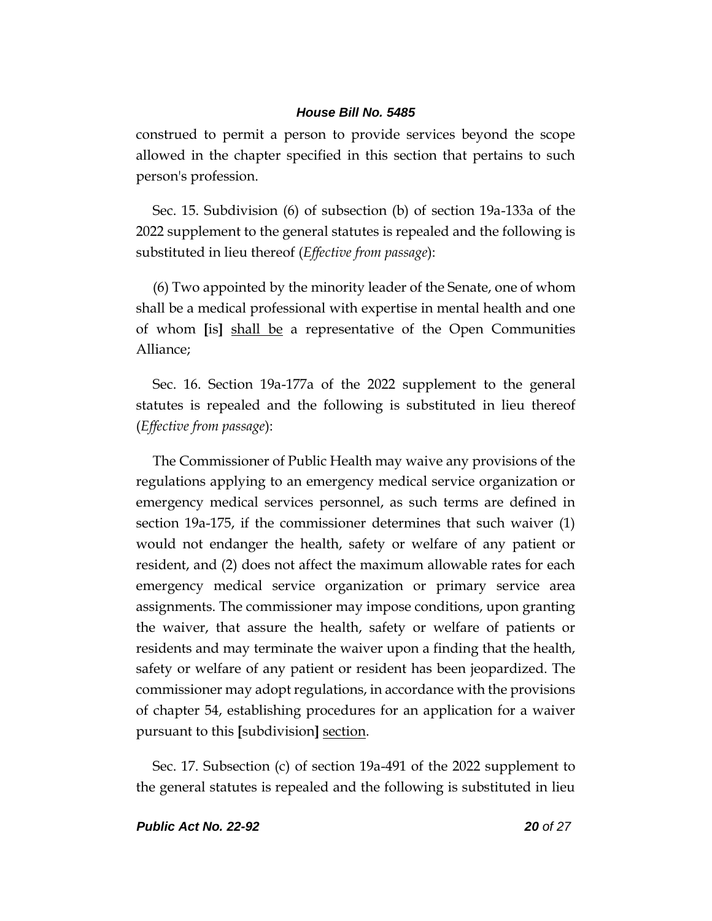construed to permit a person to provide services beyond the scope allowed in the chapter specified in this section that pertains to such person's profession.

Sec. 15. Subdivision (6) of subsection (b) of section 19a-133a of the 2022 supplement to the general statutes is repealed and the following is substituted in lieu thereof (*Effective from passage*):

(6) Two appointed by the minority leader of the Senate, one of whom shall be a medical professional with expertise in mental health and one of whom [is] <u>shall be</u> a representative of the Open Communities Alliance;

Sec. 16. Section 19a-177a of the 2022 supplement to the general statutes is repealed and the following is substituted in lieu thereof (*Effective from passage*):

The Commissioner of Public Health may waive any provisions of the regulations applying to an emergency medical service organization or emergency medical services personnel, as such terms are defined in section 19a-175, if the commissioner determines that such waiver (1) would not endanger the health, safety or welfare of any patient or resident, and (2) does not affect the maximum allowable rates for each emergency medical service organization or primary service area assignments. The commissioner may impose conditions, upon granting the waiver, that assure the health, safety or welfare of patients or residents and may terminate the waiver upon a finding that the health, safety or welfare of any patient or resident has been jeopardized. The commissioner may adopt regulations, in accordance with the provisions of chapter 54, establishing procedures for an application for a waiver pursuant to this [subdivision] <u>section</u>.

Sec. 17. Subsection (c) of section 19a-491 of the 2022 supplement to the general statutes is repealed and the following is substituted in lieu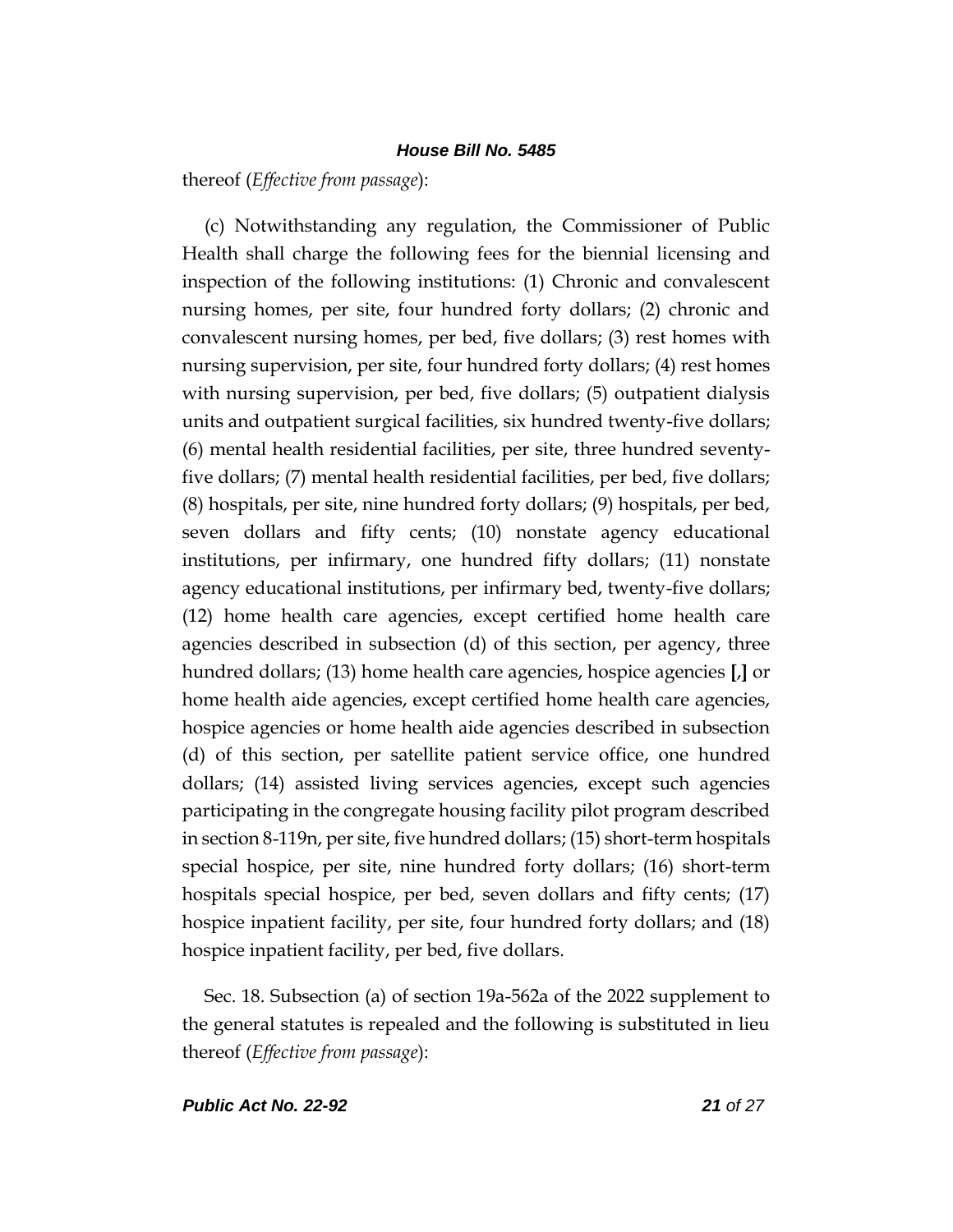thereof (*Effective from passage*):

(c) Notwithstanding any regulation, the Commissioner of Public Health shall charge the following fees for the biennial licensing and inspection of the following institutions: (1) Chronic and convalescent nursing homes, per site, four hundred forty dollars; (2) chronic and convalescent nursing homes, per bed, five dollars; (3) rest homes with nursing supervision, per site, four hundred forty dollars; (4) rest homes with nursing supervision, per bed, five dollars; (5) outpatient dialysis units and outpatient surgical facilities, six hundred twenty-five dollars; (6) mental health residential facilities, per site, three hundred seventy-five dollars; (7) mental health residential facilities, per bed, five dollars; (8) hospitals, per site, nine hundred forty dollars; (9) hospitals, per bed, seven dollars and fifty cents; (10) nonstate agency educational institutions, per infirmary, one hundred fifty dollars; (11) nonstate agency educational institutions, per infirmary bed, twenty-five dollars; (12) home health care agencies, except certified home health care agencies described in subsection (d) of this section, per agency, three hundred dollars; (13) home health care agencies, hospice agencies **[**,**]** or home health aide agencies, except certified home health care agencies, hospice agencies or home health aide agencies described in subsection (d) of this section, per satellite patient service office, one hundred dollars; (14) assisted living services agencies, except such agencies participating in the congregate housing facility pilot program described in section 8-119n, per site, five hundred dollars; (15) short-term hospitals special hospice, per site, nine hundred forty dollars; (16) short-term hospitals special hospice, per bed, seven dollars and fifty cents; (17) hospice inpatient facility, per site, four hundred forty dollars; and (18) hospice inpatient facility, per bed, five dollars.

Sec. 18. Subsection (a) of section 19a-562a of the 2022 supplement to the general statutes is repealed and the following is substituted in lieu thereof (*Effective from passage*):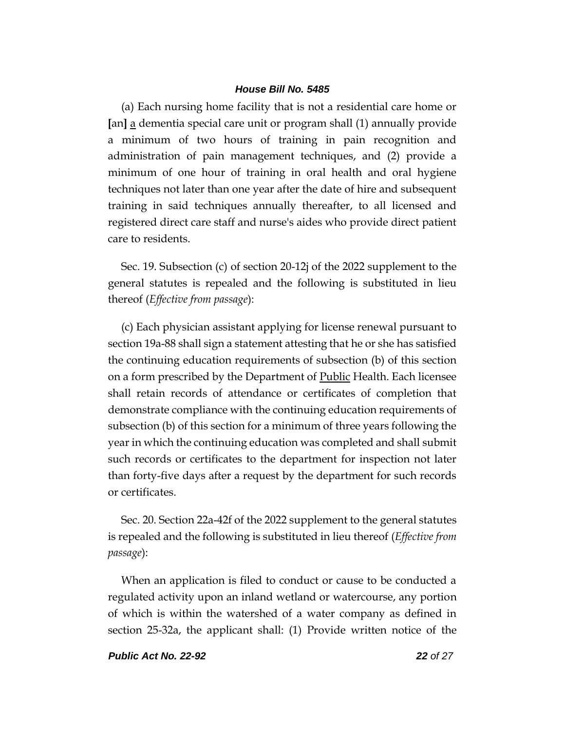(a) Each nursing home facility that is not a residential care home or **[**an**]** a dementia special care unit or program shall (1) annually provide a minimum of two hours of training in pain recognition and administration of pain management techniques, and (2) provide a minimum of one hour of training in oral health and oral hygiene techniques not later than one year after the date of hire and subsequent training in said techniques annually thereafter, to all licensed and registered direct care staff and nurse's aides who provide direct patient care to residents.

Sec. 19. Subsection (c) of section 20-12j of the 2022 supplement to the general statutes is repealed and the following is substituted in lieu thereof (*Effective from passage*):

(c) Each physician assistant applying for license renewal pursuant to section 19a-88 shall sign a statement attesting that he or she has satisfied the continuing education requirements of subsection (b) of this section on a form prescribed by the Department of Public Health. Each licensee shall retain records of attendance or certificates of completion that demonstrate compliance with the continuing education requirements of subsection (b) of this section for a minimum of three years following the year in which the continuing education was completed and shall submit such records or certificates to the department for inspection not later than forty-five days after a request by the department for such records or certificates.

Sec. 20. Section 22a-42f of the 2022 supplement to the general statutes is repealed and the following is substituted in lieu thereof (*Effective from passage*):

When an application is filed to conduct or cause to be conducted a regulated activity upon an inland wetland or watercourse, any portion of which is within the watershed of a water company as defined in section 25-32a, the applicant shall: (1) Provide written notice of the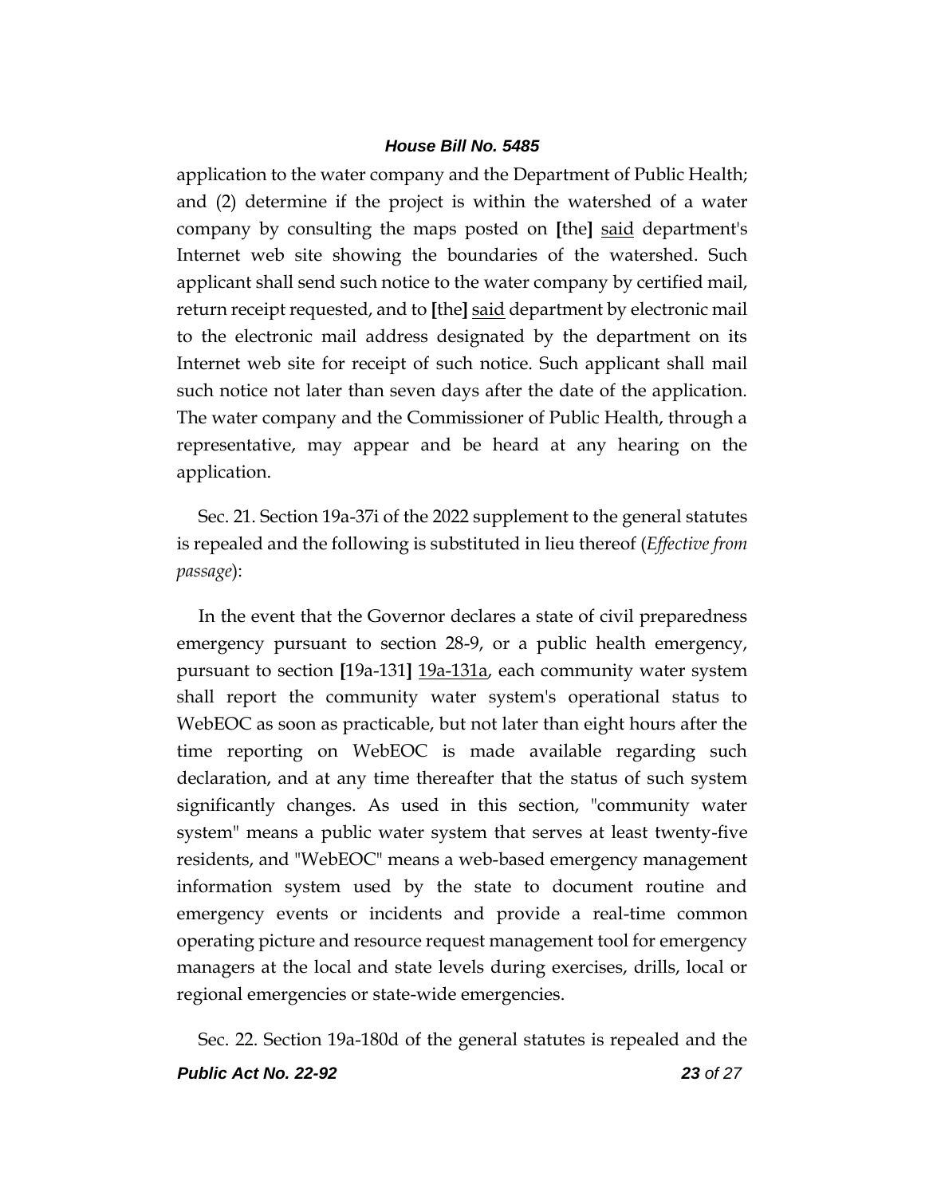application to the water company and the Department of Public Health; and (2) determine if the project is within the watershed of a water company by consulting the maps posted on [the] <u>said</u> department's Internet web site showing the boundaries of the watershed. Such applicant shall send such notice to the water company by certified mail, return receipt requested, and to [the] <u>said</u> department by electronic mail to the electronic mail address designated by the department on its Internet web site for receipt of such notice. Such applicant shall mail such notice not later than seven days after the date of the application. The water company and the Commissioner of Public Health, through a representative, may appear and be heard at any hearing on the application.

Sec. 21. Section 19a-37i of the 2022 supplement to the general statutes is repealed and the following is substituted in lieu thereof (*Effective from passage*):

In the event that the Governor declares a state of civil preparedness emergency pursuant to section 28-9, or a public health emergency, pursuant to section [19a-131] <u>19a-131a</u>, each community water system shall report the community water system's operational status to WebEOC as soon as practicable, but not later than eight hours after the time reporting on WebEOC is made available regarding such declaration, and at any time thereafter that the status of such system significantly changes. As used in this section, "community water system" means a public water system that serves at least twenty-five residents, and "WebEOC" means a web-based emergency management information system used by the state to document routine and emergency events or incidents and provide a real-time common operating picture and resource request management tool for emergency managers at the local and state levels during exercises, drills, local or regional emergencies or state-wide emergencies.

Sec. 22. Section 19a-180d of the general statutes is repealed and the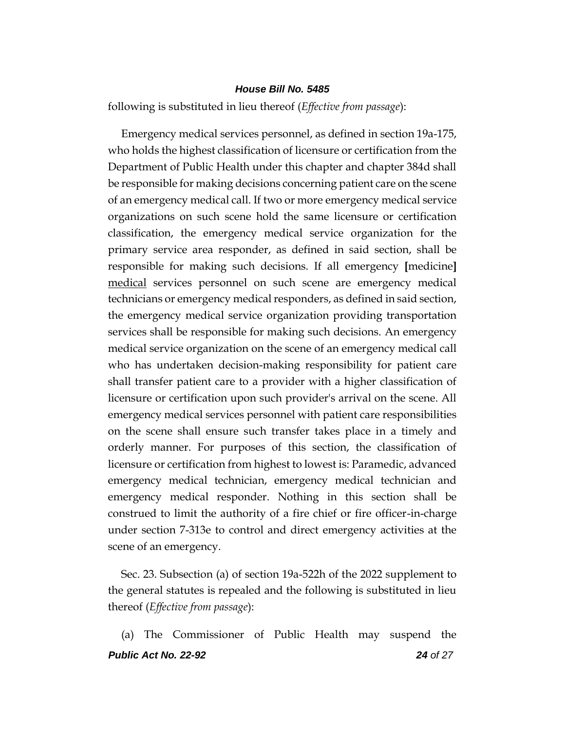following is substituted in lieu thereof (*Effective from passage*):

Emergency medical services personnel, as defined in section 19a-175, who holds the highest classification of licensure or certification from the Department of Public Health under this chapter and chapter 384d shall be responsible for making decisions concerning patient care on the scene of an emergency medical call. If two or more emergency medical service organizations on such scene hold the same licensure or certification classification, the emergency medical service organization for the primary service area responder, as defined in said section, shall be responsible for making such decisions. If all emergency **[**medicine**]** <u>medical</u> services personnel on such scene are emergency medical technicians or emergency medical responders, as defined in said section, the emergency medical service organization providing transportation services shall be responsible for making such decisions. An emergency medical service organization on the scene of an emergency medical call who has undertaken decision-making responsibility for patient care shall transfer patient care to a provider with a higher classification of licensure or certification upon such provider's arrival on the scene. All emergency medical services personnel with patient care responsibilities on the scene shall ensure such transfer takes place in a timely and orderly manner. For purposes of this section, the classification of licensure or certification from highest to lowest is: Paramedic, advanced emergency medical technician, emergency medical technician and emergency medical responder. Nothing in this section shall be construed to limit the authority of a fire chief or fire officer-in-charge under section 7-313e to control and direct emergency activities at the scene of an emergency.

Sec. 23. Subsection (a) of section 19a-522h of the 2022 supplement to the general statutes is repealed and the following is substituted in lieu thereof (*Effective from passage*):

(a) The Commissioner of Public Health may suspend the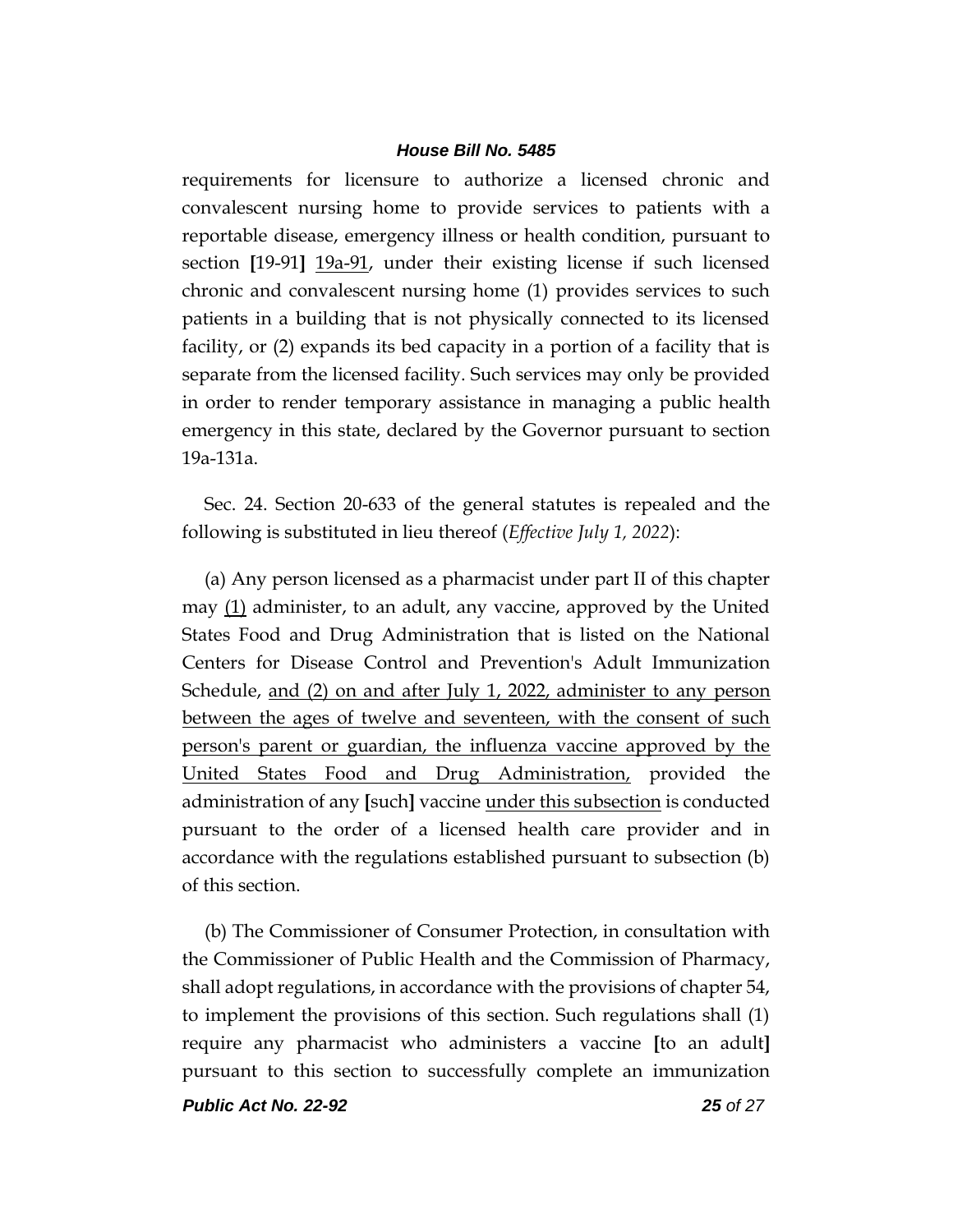requirements for licensure to authorize a licensed chronic and convalescent nursing home to provide services to patients with a reportable disease, emergency illness or health condition, pursuant to section [19-91] <u>19a-91</u>, under their existing license if such licensed chronic and convalescent nursing home (1) provides services to such patients in a building that is not physically connected to its licensed facility, or (2) expands its bed capacity in a portion of a facility that is separate from the licensed facility. Such services may only be provided in order to render temporary assistance in managing a public health emergency in this state, declared by the Governor pursuant to section 19a-131a.

Sec. 24. Section 20-633 of the general statutes is repealed and the following is substituted in lieu thereof (*Effective July 1, 2022*):

(a) Any person licensed as a pharmacist under part II of this chapter may <u>(1)</u> administer, to an adult, any vaccine, approved by the United States Food and Drug Administration that is listed on the National Centers for Disease Control and Prevention's Adult Immunization Schedule, <u>and (2) on and after July 1, 2022, administer to any person between the ages of twelve and seventeen, with the consent of such person's parent or guardian, the influenza vaccine approved by the United States Food and Drug Administration,</u> provided the administration of any [such] vaccine <u>under this subsection</u> is conducted pursuant to the order of a licensed health care provider and in accordance with the regulations established pursuant to subsection (b) of this section.

(b) The Commissioner of Consumer Protection, in consultation with the Commissioner of Public Health and the Commission of Pharmacy, shall adopt regulations, in accordance with the provisions of chapter 54, to implement the provisions of this section. Such regulations shall (1) require any pharmacist who administers a vaccine [to an adult] pursuant to this section to successfully complete an immunization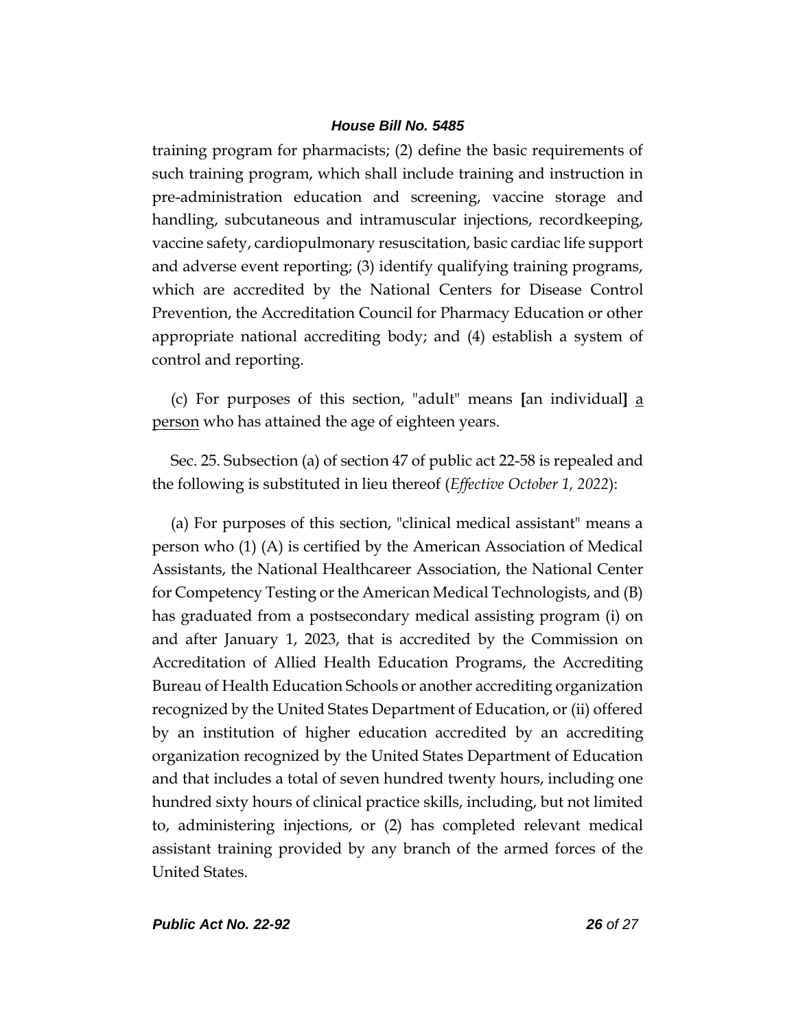training program for pharmacists; (2) define the basic requirements of such training program, which shall include training and instruction in pre-administration education and screening, vaccine storage and handling, subcutaneous and intramuscular injections, recordkeeping, vaccine safety, cardiopulmonary resuscitation, basic cardiac life support and adverse event reporting; (3) identify qualifying training programs, which are accredited by the National Centers for Disease Control Prevention, the Accreditation Council for Pharmacy Education or other appropriate national accrediting body; and (4) establish a system of control and reporting.

(c) For purposes of this section, "adult" means **[**an individual**]** <u>a person</u> who has attained the age of eighteen years.

Sec. 25. Subsection (a) of section 47 of public act 22-58 is repealed and the following is substituted in lieu thereof (*Effective October 1, 2022*):

(a) For purposes of this section, "clinical medical assistant" means a person who (1) (A) is certified by the American Association of Medical Assistants, the National Healthcareer Association, the National Center for Competency Testing or the American Medical Technologists, and (B) has graduated from a postsecondary medical assisting program (i) on and after January 1, 2023, that is accredited by the Commission on Accreditation of Allied Health Education Programs, the Accrediting Bureau of Health Education Schools or another accrediting organization recognized by the United States Department of Education, or (ii) offered by an institution of higher education accredited by an accrediting organization recognized by the United States Department of Education and that includes a total of seven hundred twenty hours, including one hundred sixty hours of clinical practice skills, including, but not limited to, administering injections, or (2) has completed relevant medical assistant training provided by any branch of the armed forces of the United States.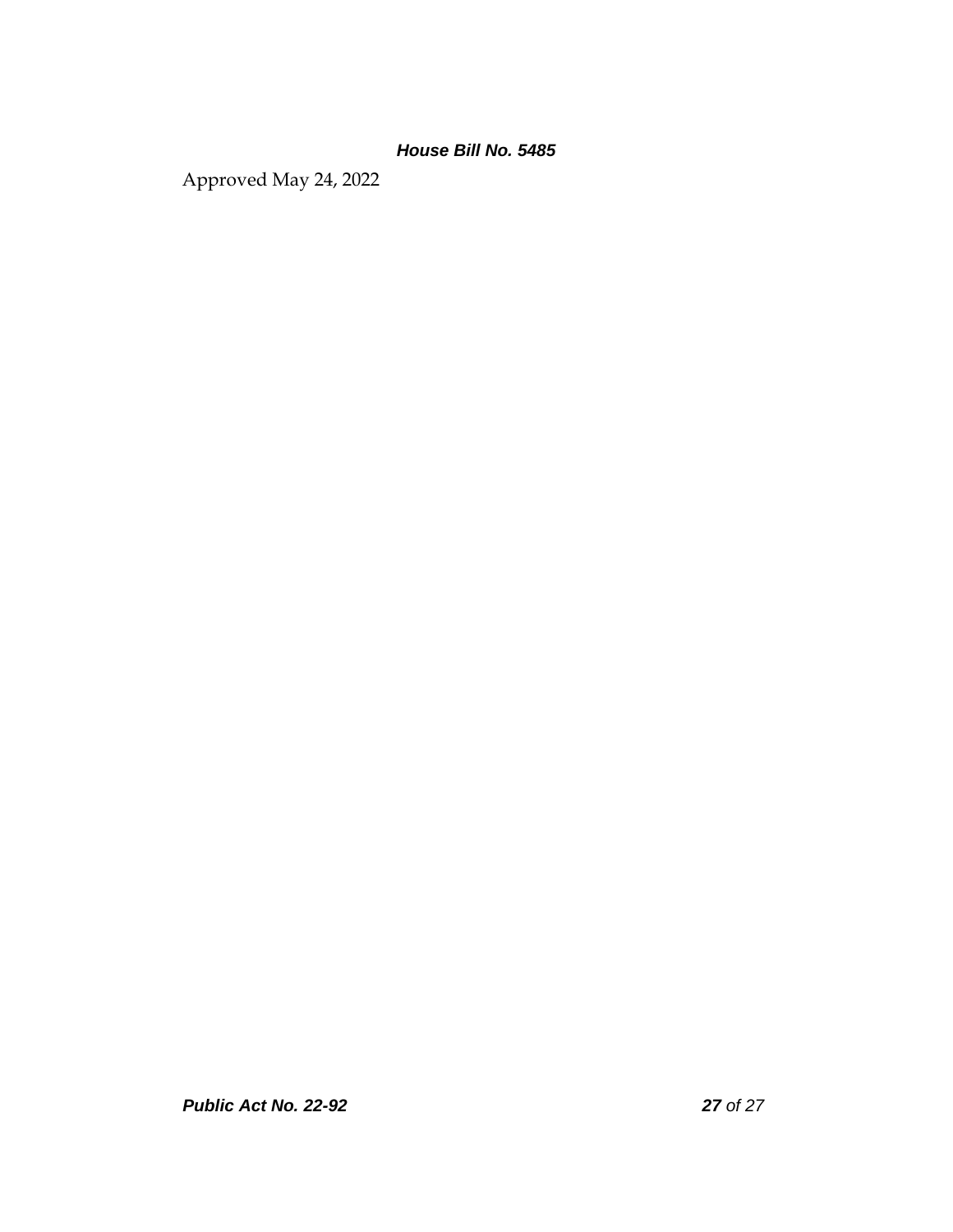Approved May 24, 2022